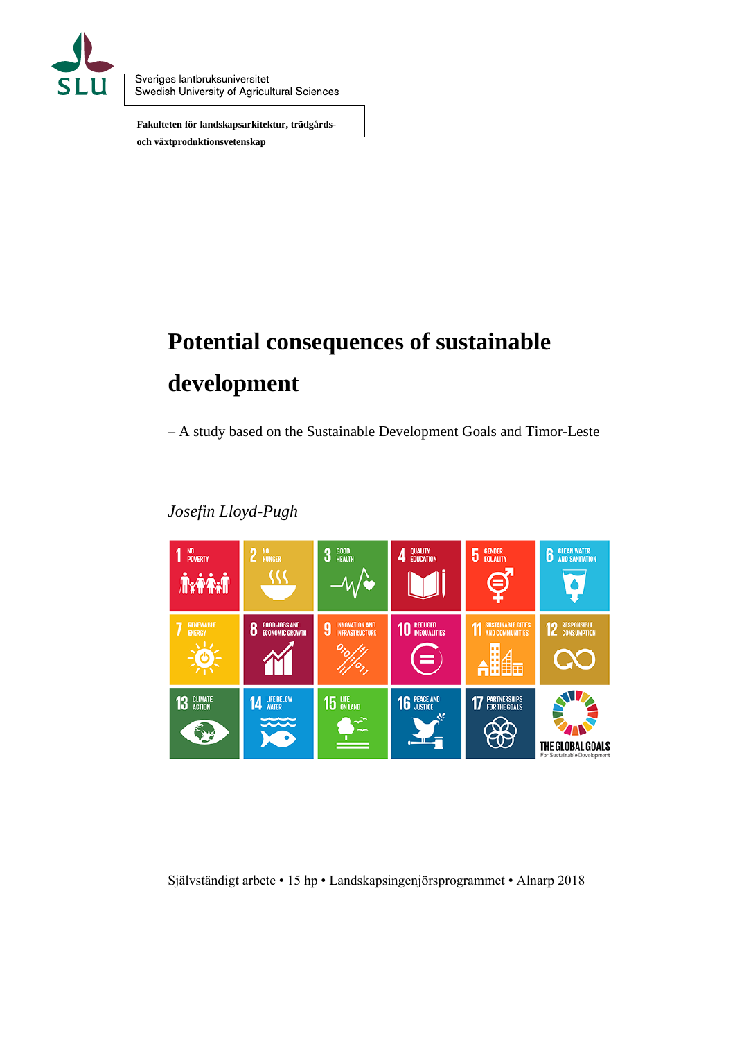Sveriges lantbruksuniversitet
Swedish University of Agricultural Sciences

**Fakulteten för landskapsarkitektur, trädgårds- och växtproduktionsvetenskap**

# Potential consequences of sustainable development

– A study based on the Sustainable Development Goals and Timor-Leste

*Josefin Lloyd-Pugh*

Självständigt arbete • 15 hp • Landskapsingenjörsprogrammet • Alnarp 2018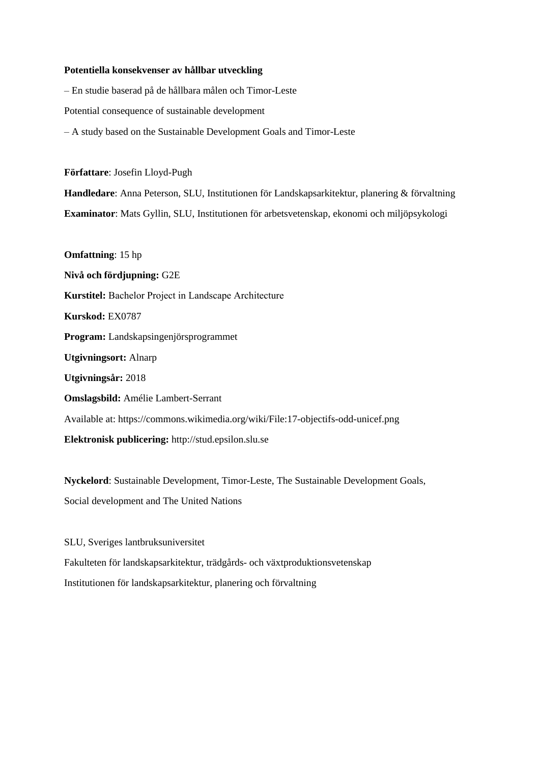**Potentiella konsekvenser av hållbar utveckling**

– En studie baserad på de hållbara målen och Timor-Leste

Potential consequence of sustainable development

– A study based on the Sustainable Development Goals and Timor-Leste

**Författare**: Josefin Lloyd-Pugh

**Handledare**: Anna Peterson, SLU, Institutionen för Landskapsarkitektur, planering & förvaltning

**Examinator**: Mats Gyllin, SLU, Institutionen för arbetsvetenskap, ekonomi och miljöpsykologi

**Omfattning**: 15 hp

**Nivå och fördjupning:** G2E

**Kurstitel:** Bachelor Project in Landscape Architecture

**Kurskod:** EX0787

**Program:** Landskapsingenjörsprogrammet

**Utgivningsort:** Alnarp

**Utgivningsår:** 2018

**Omslagsbild:** Amélie Lambert-Serrant

Available at: https://commons.wikimedia.org/wiki/File:17-objectifs-odd-unicef.png

**Elektronisk publicering:** http://stud.epsilon.slu.se

**Nyckelord**: Sustainable Development, Timor-Leste, The Sustainable Development Goals, Social development and The United Nations

SLU, Sveriges lantbruksuniversitet

Fakulteten för landskapsarkitektur, trädgårds- och växtproduktionsvetenskap

Institutionen för landskapsarkitektur, planering och förvaltning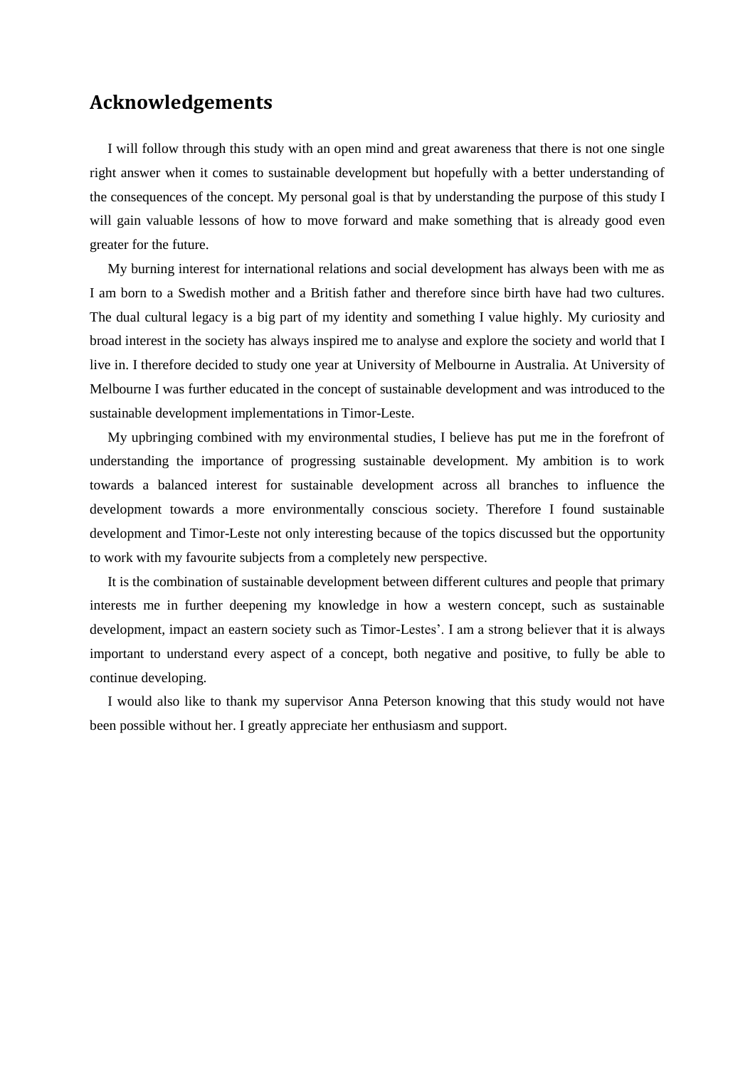## Acknowledgements

I will follow through this study with an open mind and great awareness that there is not one single right answer when it comes to sustainable development but hopefully with a better understanding of the consequences of the concept. My personal goal is that by understanding the purpose of this study I will gain valuable lessons of how to move forward and make something that is already good even greater for the future.

My burning interest for international relations and social development has always been with me as I am born to a Swedish mother and a British father and therefore since birth have had two cultures. The dual cultural legacy is a big part of my identity and something I value highly. My curiosity and broad interest in the society has always inspired me to analyse and explore the society and world that I live in. I therefore decided to study one year at University of Melbourne in Australia. At University of Melbourne I was further educated in the concept of sustainable development and was introduced to the sustainable development implementations in Timor-Leste.

My upbringing combined with my environmental studies, I believe has put me in the forefront of understanding the importance of progressing sustainable development. My ambition is to work towards a balanced interest for sustainable development across all branches to influence the development towards a more environmentally conscious society. Therefore I found sustainable development and Timor-Leste not only interesting because of the topics discussed but the opportunity to work with my favourite subjects from a completely new perspective.

It is the combination of sustainable development between different cultures and people that primary interests me in further deepening my knowledge in how a western concept, such as sustainable development, impact an eastern society such as Timor-Lestes'. I am a strong believer that it is always important to understand every aspect of a concept, both negative and positive, to fully be able to continue developing.

I would also like to thank my supervisor Anna Peterson knowing that this study would not have been possible without her. I greatly appreciate her enthusiasm and support.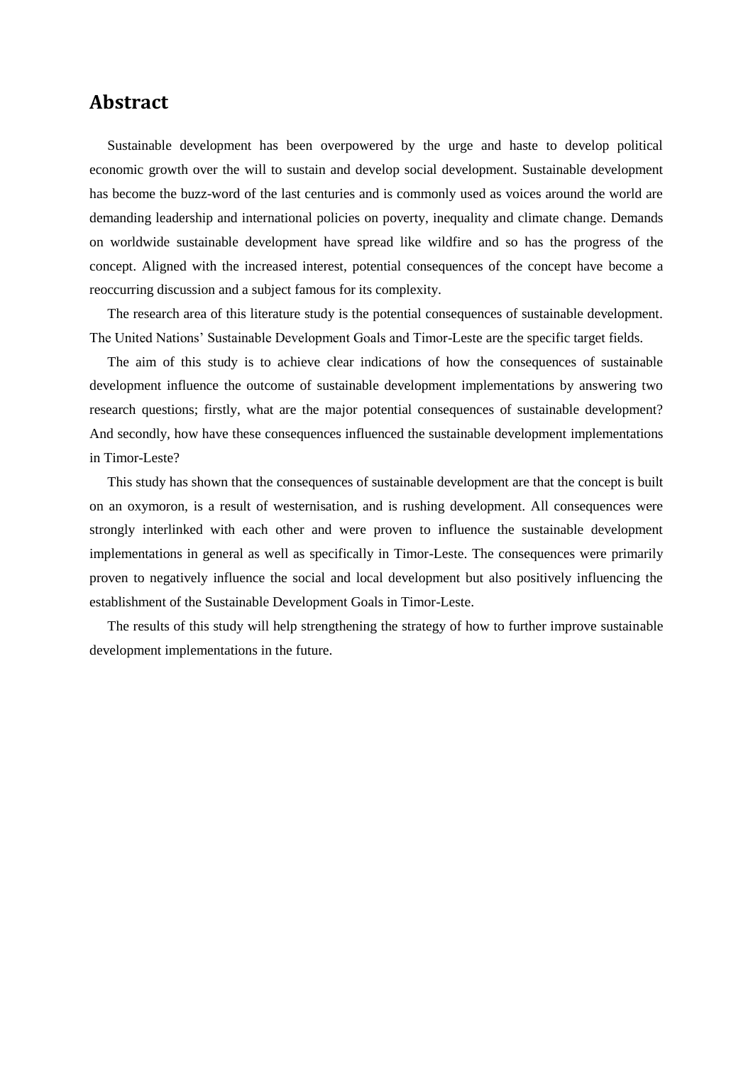## Abstract

Sustainable development has been overpowered by the urge and haste to develop political economic growth over the will to sustain and develop social development. Sustainable development has become the buzz-word of the last centuries and is commonly used as voices around the world are demanding leadership and international policies on poverty, inequality and climate change. Demands on worldwide sustainable development have spread like wildfire and so has the progress of the concept. Aligned with the increased interest, potential consequences of the concept have become a reoccurring discussion and a subject famous for its complexity.

The research area of this literature study is the potential consequences of sustainable development. The United Nations' Sustainable Development Goals and Timor-Leste are the specific target fields.

The aim of this study is to achieve clear indications of how the consequences of sustainable development influence the outcome of sustainable development implementations by answering two research questions; firstly, what are the major potential consequences of sustainable development? And secondly, how have these consequences influenced the sustainable development implementations in Timor-Leste?

This study has shown that the consequences of sustainable development are that the concept is built on an oxymoron, is a result of westernisation, and is rushing development. All consequences were strongly interlinked with each other and were proven to influence the sustainable development implementations in general as well as specifically in Timor-Leste. The consequences were primarily proven to negatively influence the social and local development but also positively influencing the establishment of the Sustainable Development Goals in Timor-Leste.

The results of this study will help strengthening the strategy of how to further improve sustainable development implementations in the future.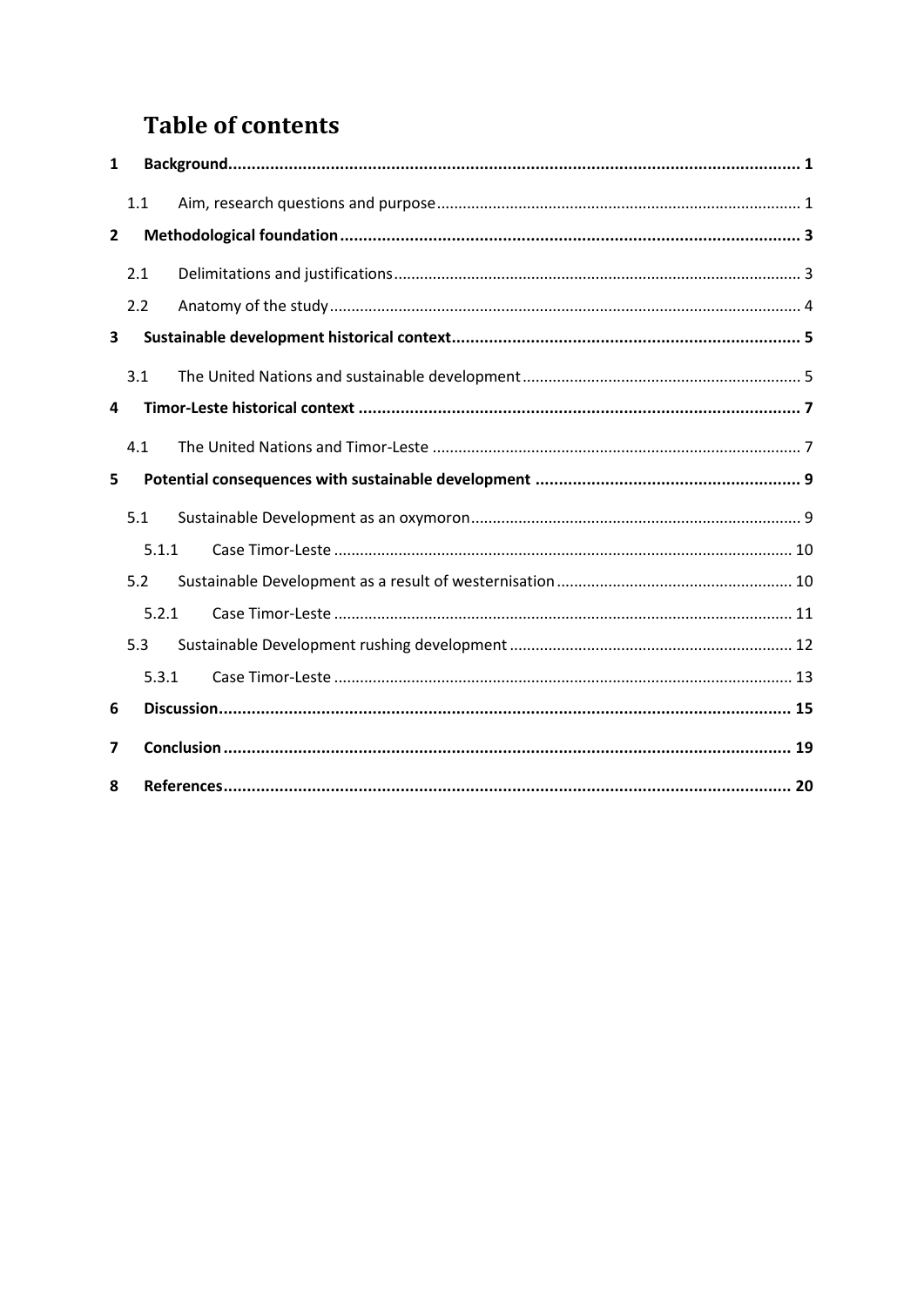# Table of contents

| | | |
|---|---|---|
| **1** | **Background** | **1** |
| 1.1 | Aim, research questions and purpose | 1 |
| **2** | **Methodological foundation** | **3** |
| 2.1 | Delimitations and justifications | 3 |
| 2.2 | Anatomy of the study | 4 |
| **3** | **Sustainable development historical context** | **5** |
| 3.1 | The United Nations and sustainable development | 5 |
| **4** | **Timor-Leste historical context** | **7** |
| 4.1 | The United Nations and Timor-Leste | 7 |
| **5** | **Potential consequences with sustainable development** | **9** |
| 5.1 | Sustainable Development as an oxymoron | 9 |
| 5.1.1 | Case Timor-Leste | 10 |
| 5.2 | Sustainable Development as a result of westernisation | 10 |
| 5.2.1 | Case Timor-Leste | 11 |
| 5.3 | Sustainable Development rushing development | 12 |
| 5.3.1 | Case Timor-Leste | 13 |
| **6** | **Discussion** | **15** |
| **7** | **Conclusion** | **19** |
| **8** | **References** | **20** |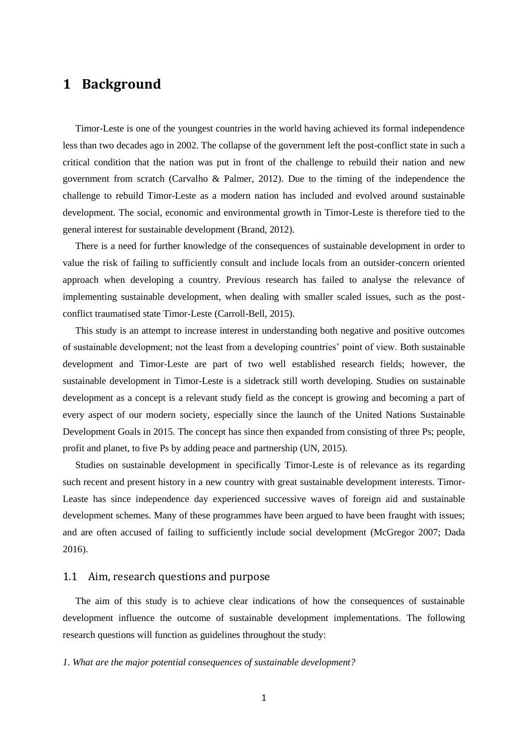# 1 Background

Timor-Leste is one of the youngest countries in the world having achieved its formal independence less than two decades ago in 2002. The collapse of the government left the post-conflict state in such a critical condition that the nation was put in front of the challenge to rebuild their nation and new government from scratch (Carvalho & Palmer, 2012). Due to the timing of the independence the challenge to rebuild Timor-Leste as a modern nation has included and evolved around sustainable development. The social, economic and environmental growth in Timor-Leste is therefore tied to the general interest for sustainable development (Brand, 2012).

There is a need for further knowledge of the consequences of sustainable development in order to value the risk of failing to sufficiently consult and include locals from an outsider-concern oriented approach when developing a country. Previous research has failed to analyse the relevance of implementing sustainable development, when dealing with smaller scaled issues, such as the post-conflict traumatised state Timor-Leste (Carroll-Bell, 2015).

This study is an attempt to increase interest in understanding both negative and positive outcomes of sustainable development; not the least from a developing countries' point of view. Both sustainable development and Timor-Leste are part of two well established research fields; however, the sustainable development in Timor-Leste is a sidetrack still worth developing. Studies on sustainable development as a concept is a relevant study field as the concept is growing and becoming a part of every aspect of our modern society, especially since the launch of the United Nations Sustainable Development Goals in 2015. The concept has since then expanded from consisting of three Ps; people, profit and planet, to five Ps by adding peace and partnership (UN, 2015).

Studies on sustainable development in specifically Timor-Leste is of relevance as its regarding such recent and present history in a new country with great sustainable development interests. Timor-Leaste has since independence day experienced successive waves of foreign aid and sustainable development schemes. Many of these programmes have been argued to have been fraught with issues; and are often accused of failing to sufficiently include social development (McGregor 2007; Dada 2016).

## 1.1 Aim, research questions and purpose

The aim of this study is to achieve clear indications of how the consequences of sustainable development influence the outcome of sustainable development implementations. The following research questions will function as guidelines throughout the study:

*1. What are the major potential consequences of sustainable development?*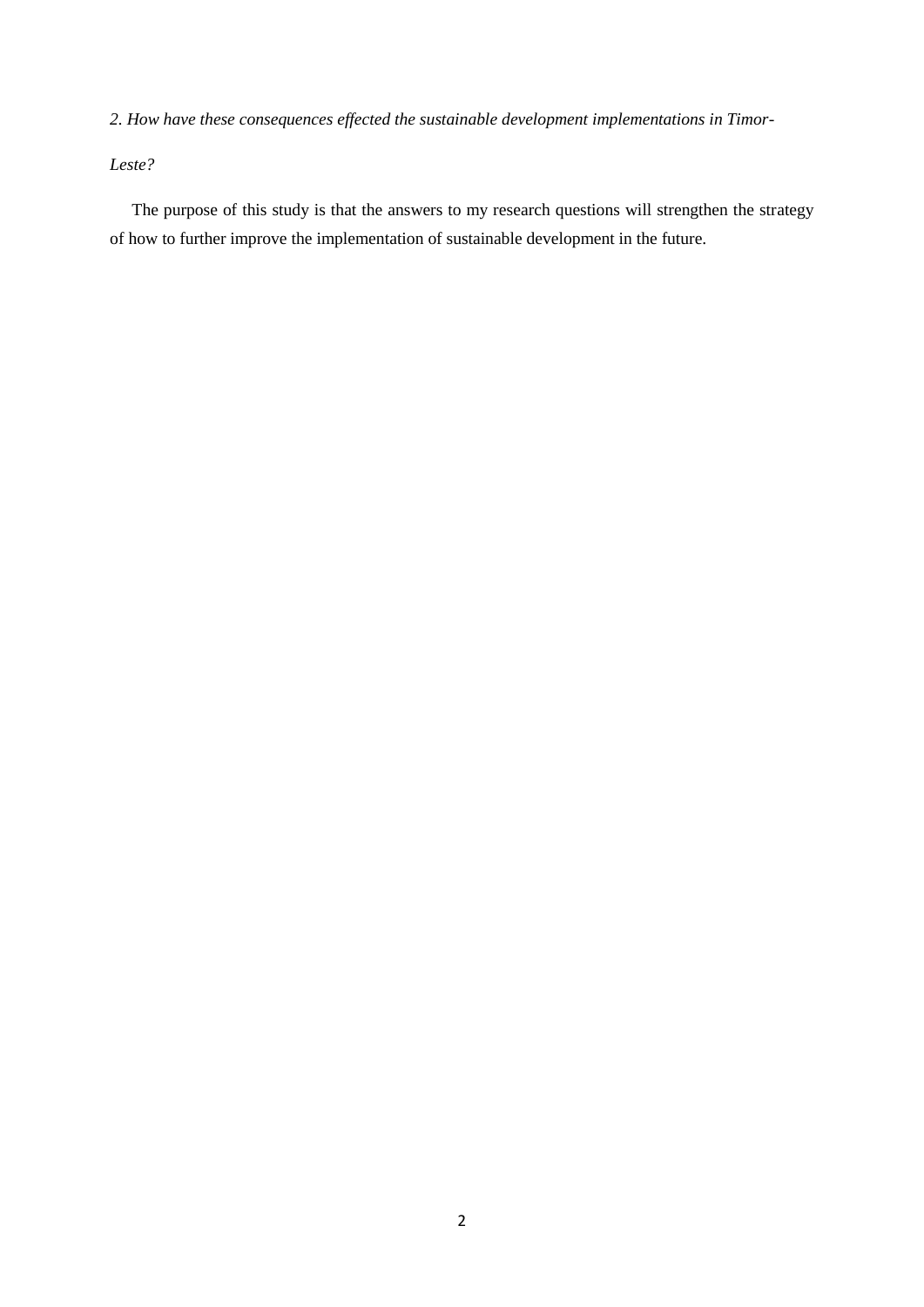*2. How have these consequences effected the sustainable development implementations in Timor-Leste?*

The purpose of this study is that the answers to my research questions will strengthen the strategy of how to further improve the implementation of sustainable development in the future.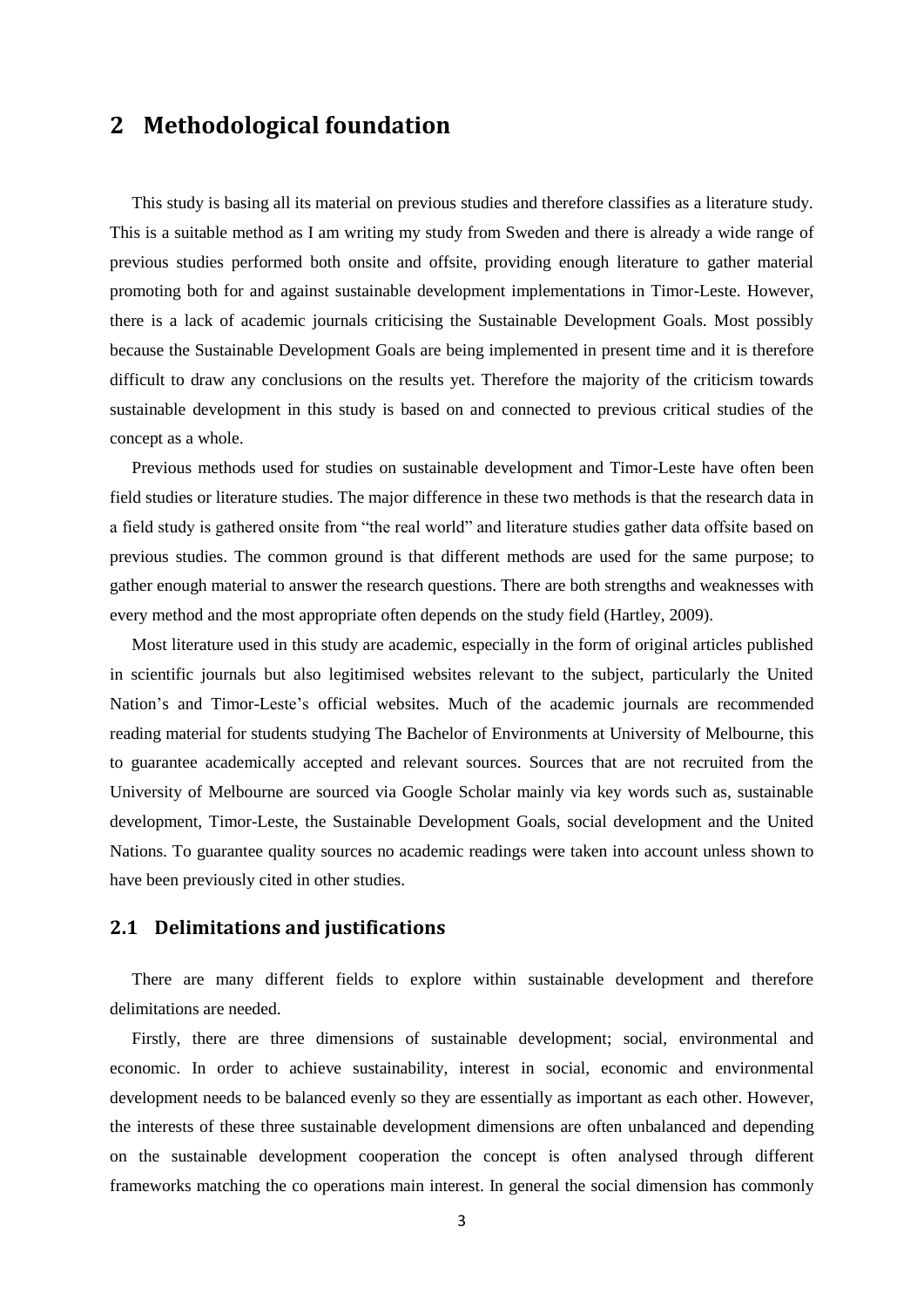# 2 Methodological foundation

This study is basing all its material on previous studies and therefore classifies as a literature study. This is a suitable method as I am writing my study from Sweden and there is already a wide range of previous studies performed both onsite and offsite, providing enough literature to gather material promoting both for and against sustainable development implementations in Timor-Leste. However, there is a lack of academic journals criticising the Sustainable Development Goals. Most possibly because the Sustainable Development Goals are being implemented in present time and it is therefore difficult to draw any conclusions on the results yet. Therefore the majority of the criticism towards sustainable development in this study is based on and connected to previous critical studies of the concept as a whole.

Previous methods used for studies on sustainable development and Timor-Leste have often been field studies or literature studies. The major difference in these two methods is that the research data in a field study is gathered onsite from "the real world" and literature studies gather data offsite based on previous studies. The common ground is that different methods are used for the same purpose; to gather enough material to answer the research questions. There are both strengths and weaknesses with every method and the most appropriate often depends on the study field (Hartley, 2009).

Most literature used in this study are academic, especially in the form of original articles published in scientific journals but also legitimised websites relevant to the subject, particularly the United Nation's and Timor-Leste's official websites. Much of the academic journals are recommended reading material for students studying The Bachelor of Environments at University of Melbourne, this to guarantee academically accepted and relevant sources. Sources that are not recruited from the University of Melbourne are sourced via Google Scholar mainly via key words such as, sustainable development, Timor-Leste, the Sustainable Development Goals, social development and the United Nations. To guarantee quality sources no academic readings were taken into account unless shown to have been previously cited in other studies.

## 2.1 Delimitations and justifications

There are many different fields to explore within sustainable development and therefore delimitations are needed.

Firstly, there are three dimensions of sustainable development; social, environmental and economic. In order to achieve sustainability, interest in social, economic and environmental development needs to be balanced evenly so they are essentially as important as each other. However, the interests of these three sustainable development dimensions are often unbalanced and depending on the sustainable development cooperation the concept is often analysed through different frameworks matching the co operations main interest. In general the social dimension has commonly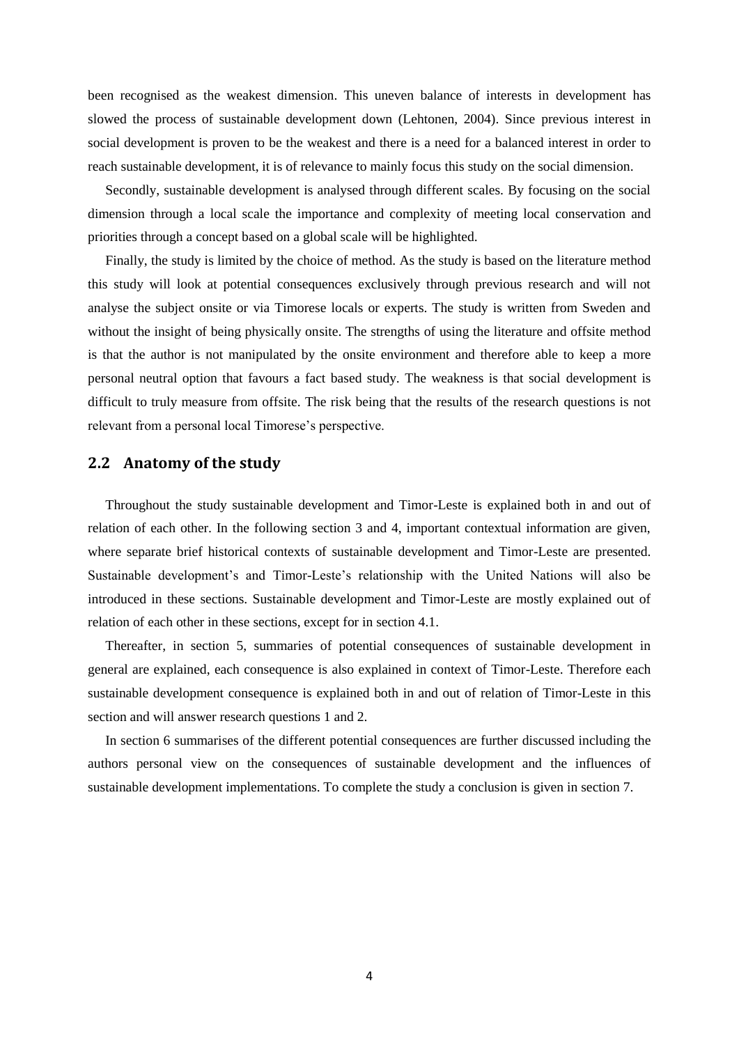been recognised as the weakest dimension. This uneven balance of interests in development has slowed the process of sustainable development down (Lehtonen, 2004). Since previous interest in social development is proven to be the weakest and there is a need for a balanced interest in order to reach sustainable development, it is of relevance to mainly focus this study on the social dimension.

Secondly, sustainable development is analysed through different scales. By focusing on the social dimension through a local scale the importance and complexity of meeting local conservation and priorities through a concept based on a global scale will be highlighted.

Finally, the study is limited by the choice of method. As the study is based on the literature method this study will look at potential consequences exclusively through previous research and will not analyse the subject onsite or via Timorese locals or experts. The study is written from Sweden and without the insight of being physically onsite. The strengths of using the literature and offsite method is that the author is not manipulated by the onsite environment and therefore able to keep a more personal neutral option that favours a fact based study. The weakness is that social development is difficult to truly measure from offsite. The risk being that the results of the research questions is not relevant from a personal local Timorese's perspective.

## 2.2 Anatomy of the study

Throughout the study sustainable development and Timor-Leste is explained both in and out of relation of each other. In the following section 3 and 4, important contextual information are given, where separate brief historical contexts of sustainable development and Timor-Leste are presented. Sustainable development's and Timor-Leste's relationship with the United Nations will also be introduced in these sections. Sustainable development and Timor-Leste are mostly explained out of relation of each other in these sections, except for in section 4.1.

Thereafter, in section 5, summaries of potential consequences of sustainable development in general are explained, each consequence is also explained in context of Timor-Leste. Therefore each sustainable development consequence is explained both in and out of relation of Timor-Leste in this section and will answer research questions 1 and 2.

In section 6 summarises of the different potential consequences are further discussed including the authors personal view on the consequences of sustainable development and the influences of sustainable development implementations. To complete the study a conclusion is given in section 7.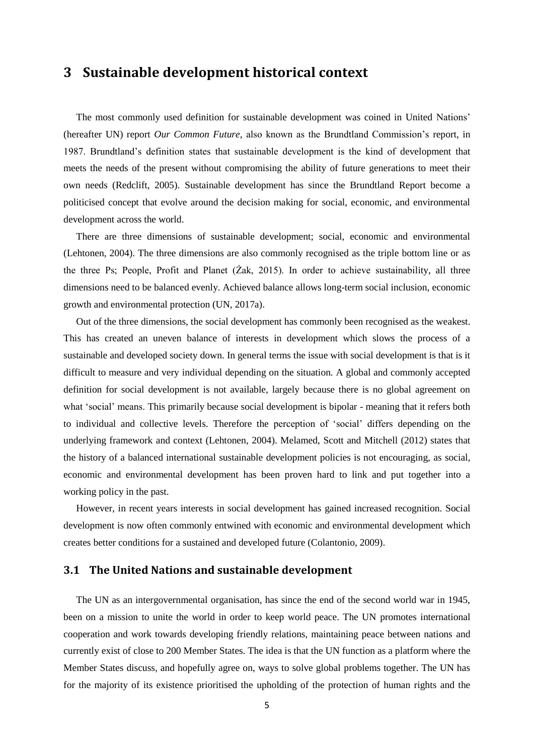# 3 Sustainable development historical context

The most commonly used definition for sustainable development was coined in United Nations' (hereafter UN) report *Our Common Future,* also known as the Brundtland Commission's report, in 1987. Brundtland's definition states that sustainable development is the kind of development that meets the needs of the present without compromising the ability of future generations to meet their own needs (Redclift, 2005). Sustainable development has since the Brundtland Report become a politicised concept that evolve around the decision making for social, economic, and environmental development across the world.

There are three dimensions of sustainable development; social, economic and environmental (Lehtonen, 2004). The three dimensions are also commonly recognised as the triple bottom line or as the three Ps; People, Profit and Planet (Żak, 2015). In order to achieve sustainability, all three dimensions need to be balanced evenly. Achieved balance allows long-term social inclusion, economic growth and environmental protection (UN, 2017a).

Out of the three dimensions, the social development has commonly been recognised as the weakest. This has created an uneven balance of interests in development which slows the process of a sustainable and developed society down. In general terms the issue with social development is that is it difficult to measure and very individual depending on the situation. A global and commonly accepted definition for social development is not available, largely because there is no global agreement on what 'social' means. This primarily because social development is bipolar - meaning that it refers both to individual and collective levels. Therefore the perception of 'social' differs depending on the underlying framework and context (Lehtonen, 2004). Melamed, Scott and Mitchell (2012) states that the history of a balanced international sustainable development policies is not encouraging, as social, economic and environmental development has been proven hard to link and put together into a working policy in the past.

However, in recent years interests in social development has gained increased recognition. Social development is now often commonly entwined with economic and environmental development which creates better conditions for a sustained and developed future (Colantonio, 2009).

## 3.1 The United Nations and sustainable development

The UN as an intergovernmental organisation, has since the end of the second world war in 1945, been on a mission to unite the world in order to keep world peace. The UN promotes international cooperation and work towards developing friendly relations, maintaining peace between nations and currently exist of close to 200 Member States. The idea is that the UN function as a platform where the Member States discuss, and hopefully agree on, ways to solve global problems together. The UN has for the majority of its existence prioritised the upholding of the protection of human rights and the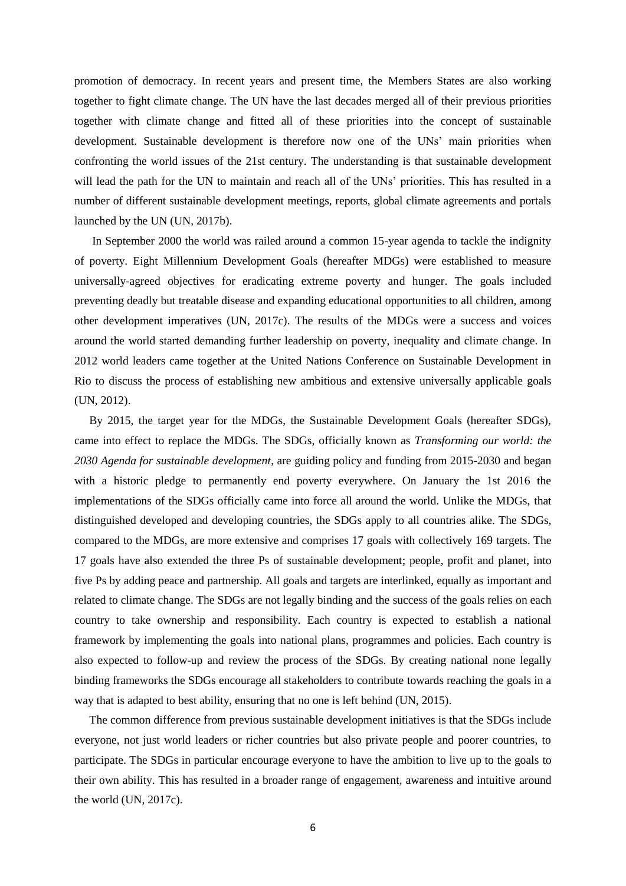promotion of democracy. In recent years and present time, the Members States are also working together to fight climate change. The UN have the last decades merged all of their previous priorities together with climate change and fitted all of these priorities into the concept of sustainable development. Sustainable development is therefore now one of the UNs' main priorities when confronting the world issues of the 21st century. The understanding is that sustainable development will lead the path for the UN to maintain and reach all of the UNs' priorities. This has resulted in a number of different sustainable development meetings, reports, global climate agreements and portals launched by the UN (UN, 2017b).

In September 2000 the world was railed around a common 15-year agenda to tackle the indignity of poverty. Eight Millennium Development Goals (hereafter MDGs) were established to measure universally-agreed objectives for eradicating extreme poverty and hunger. The goals included preventing deadly but treatable disease and expanding educational opportunities to all children, among other development imperatives (UN, 2017c). The results of the MDGs were a success and voices around the world started demanding further leadership on poverty, inequality and climate change. In 2012 world leaders came together at the United Nations Conference on Sustainable Development in Rio to discuss the process of establishing new ambitious and extensive universally applicable goals (UN, 2012).

By 2015, the target year for the MDGs, the Sustainable Development Goals (hereafter SDGs), came into effect to replace the MDGs. The SDGs, officially known as *Transforming our world: the 2030 Agenda for sustainable development*, are guiding policy and funding from 2015-2030 and began with a historic pledge to permanently end poverty everywhere. On January the 1st 2016 the implementations of the SDGs officially came into force all around the world. Unlike the MDGs, that distinguished developed and developing countries, the SDGs apply to all countries alike. The SDGs, compared to the MDGs, are more extensive and comprises 17 goals with collectively 169 targets. The 17 goals have also extended the three Ps of sustainable development; people, profit and planet, into five Ps by adding peace and partnership. All goals and targets are interlinked, equally as important and related to climate change. The SDGs are not legally binding and the success of the goals relies on each country to take ownership and responsibility. Each country is expected to establish a national framework by implementing the goals into national plans, programmes and policies. Each country is also expected to follow-up and review the process of the SDGs. By creating national none legally binding frameworks the SDGs encourage all stakeholders to contribute towards reaching the goals in a way that is adapted to best ability, ensuring that no one is left behind (UN, 2015).

The common difference from previous sustainable development initiatives is that the SDGs include everyone, not just world leaders or richer countries but also private people and poorer countries, to participate. The SDGs in particular encourage everyone to have the ambition to live up to the goals to their own ability. This has resulted in a broader range of engagement, awareness and intuitive around the world (UN, 2017c).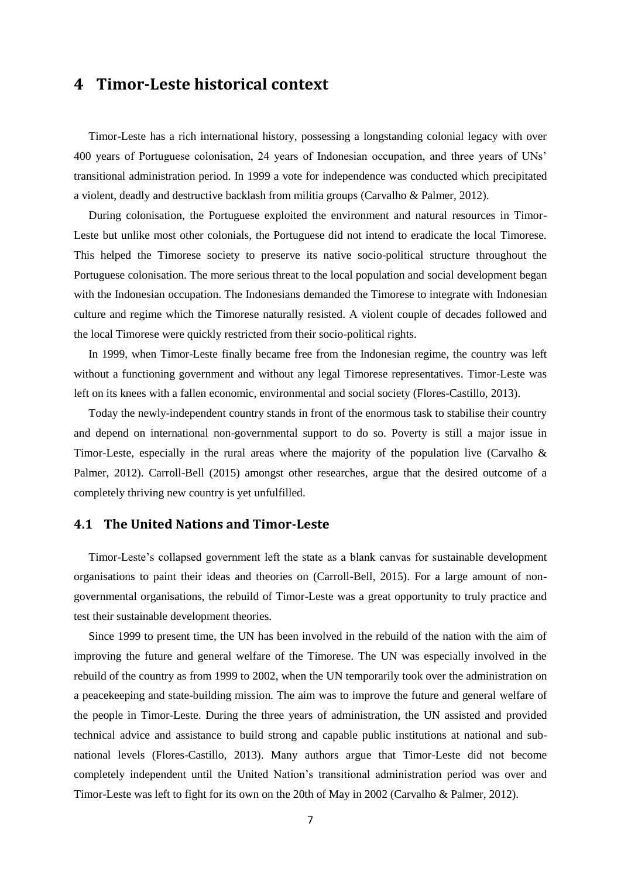# 4 Timor-Leste historical context

Timor-Leste has a rich international history, possessing a longstanding colonial legacy with over 400 years of Portuguese colonisation, 24 years of Indonesian occupation, and three years of UNs' transitional administration period. In 1999 a vote for independence was conducted which precipitated a violent, deadly and destructive backlash from militia groups (Carvalho & Palmer, 2012).

During colonisation, the Portuguese exploited the environment and natural resources in Timor-Leste but unlike most other colonials, the Portuguese did not intend to eradicate the local Timorese. This helped the Timorese society to preserve its native socio-political structure throughout the Portuguese colonisation. The more serious threat to the local population and social development began with the Indonesian occupation. The Indonesians demanded the Timorese to integrate with Indonesian culture and regime which the Timorese naturally resisted. A violent couple of decades followed and the local Timorese were quickly restricted from their socio-political rights.

In 1999, when Timor-Leste finally became free from the Indonesian regime, the country was left without a functioning government and without any legal Timorese representatives. Timor-Leste was left on its knees with a fallen economic, environmental and social society (Flores-Castillo, 2013).

Today the newly-independent country stands in front of the enormous task to stabilise their country and depend on international non-governmental support to do so. Poverty is still a major issue in Timor-Leste, especially in the rural areas where the majority of the population live (Carvalho & Palmer, 2012). Carroll-Bell (2015) amongst other researches, argue that the desired outcome of a completely thriving new country is yet unfulfilled.

## 4.1 The United Nations and Timor-Leste

Timor-Leste's collapsed government left the state as a blank canvas for sustainable development organisations to paint their ideas and theories on (Carroll-Bell, 2015). For a large amount of non-governmental organisations, the rebuild of Timor-Leste was a great opportunity to truly practice and test their sustainable development theories.

Since 1999 to present time, the UN has been involved in the rebuild of the nation with the aim of improving the future and general welfare of the Timorese. The UN was especially involved in the rebuild of the country as from 1999 to 2002, when the UN temporarily took over the administration on a peacekeeping and state-building mission. The aim was to improve the future and general welfare of the people in Timor-Leste. During the three years of administration, the UN assisted and provided technical advice and assistance to build strong and capable public institutions at national and sub-national levels (Flores-Castillo, 2013). Many authors argue that Timor-Leste did not become completely independent until the United Nation's transitional administration period was over and Timor-Leste was left to fight for its own on the 20th of May in 2002 (Carvalho & Palmer, 2012).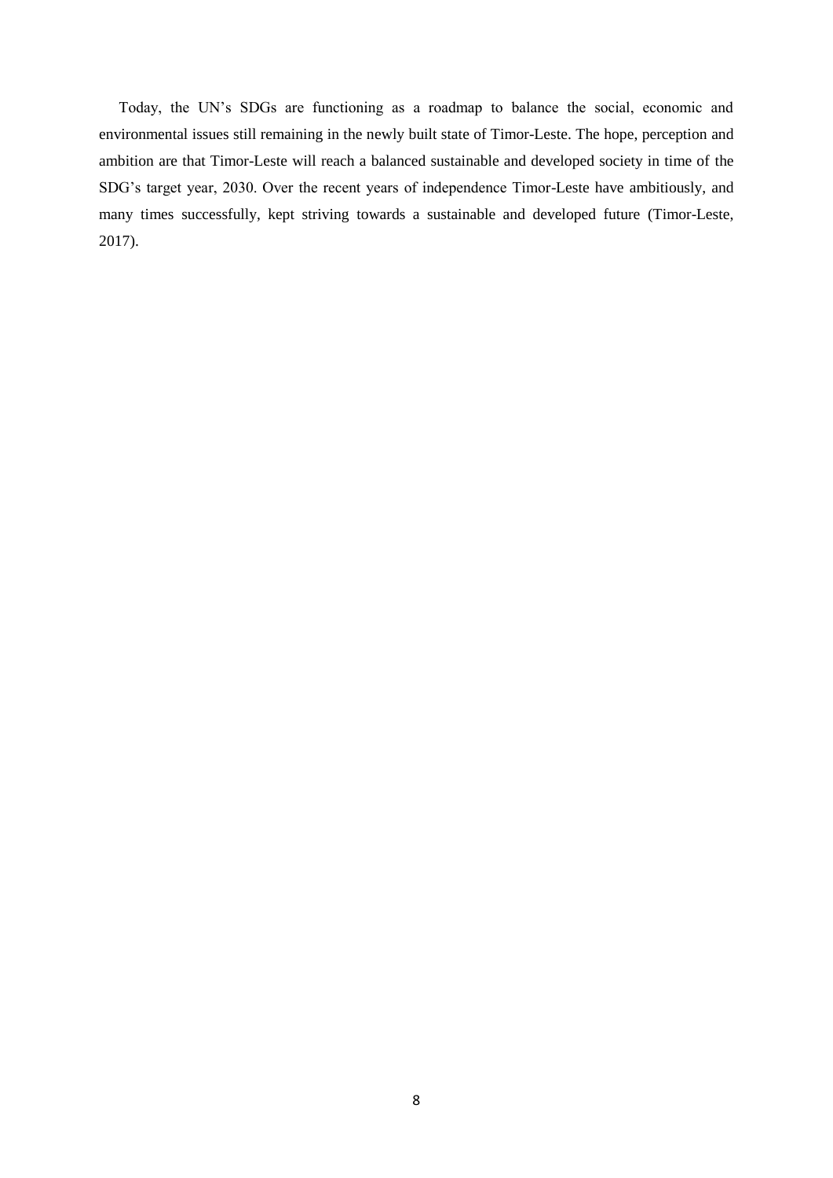Today, the UN's SDGs are functioning as a roadmap to balance the social, economic and environmental issues still remaining in the newly built state of Timor-Leste. The hope, perception and ambition are that Timor-Leste will reach a balanced sustainable and developed society in time of the SDG's target year, 2030. Over the recent years of independence Timor-Leste have ambitiously, and many times successfully, kept striving towards a sustainable and developed future (Timor-Leste, 2017).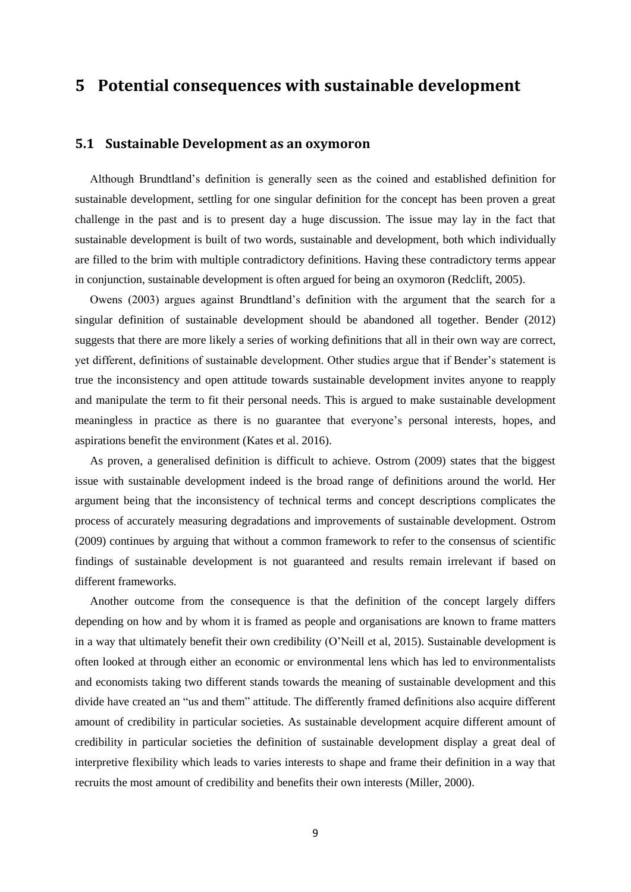# 5 Potential consequences with sustainable development

## 5.1 Sustainable Development as an oxymoron

Although Brundtland's definition is generally seen as the coined and established definition for sustainable development, settling for one singular definition for the concept has been proven a great challenge in the past and is to present day a huge discussion. The issue may lay in the fact that sustainable development is built of two words, sustainable and development, both which individually are filled to the brim with multiple contradictory definitions. Having these contradictory terms appear in conjunction, sustainable development is often argued for being an oxymoron (Redclift, 2005).

Owens (2003) argues against Brundtland's definition with the argument that the search for a singular definition of sustainable development should be abandoned all together. Bender (2012) suggests that there are more likely a series of working definitions that all in their own way are correct, yet different, definitions of sustainable development. Other studies argue that if Bender's statement is true the inconsistency and open attitude towards sustainable development invites anyone to reapply and manipulate the term to fit their personal needs. This is argued to make sustainable development meaningless in practice as there is no guarantee that everyone's personal interests, hopes, and aspirations benefit the environment (Kates et al. 2016).

As proven, a generalised definition is difficult to achieve. Ostrom (2009) states that the biggest issue with sustainable development indeed is the broad range of definitions around the world. Her argument being that the inconsistency of technical terms and concept descriptions complicates the process of accurately measuring degradations and improvements of sustainable development. Ostrom (2009) continues by arguing that without a common framework to refer to the consensus of scientific findings of sustainable development is not guaranteed and results remain irrelevant if based on different frameworks.

Another outcome from the consequence is that the definition of the concept largely differs depending on how and by whom it is framed as people and organisations are known to frame matters in a way that ultimately benefit their own credibility (O'Neill et al, 2015). Sustainable development is often looked at through either an economic or environmental lens which has led to environmentalists and economists taking two different stands towards the meaning of sustainable development and this divide have created an "us and them" attitude. The differently framed definitions also acquire different amount of credibility in particular societies. As sustainable development acquire different amount of credibility in particular societies the definition of sustainable development display a great deal of interpretive flexibility which leads to varies interests to shape and frame their definition in a way that recruits the most amount of credibility and benefits their own interests (Miller, 2000).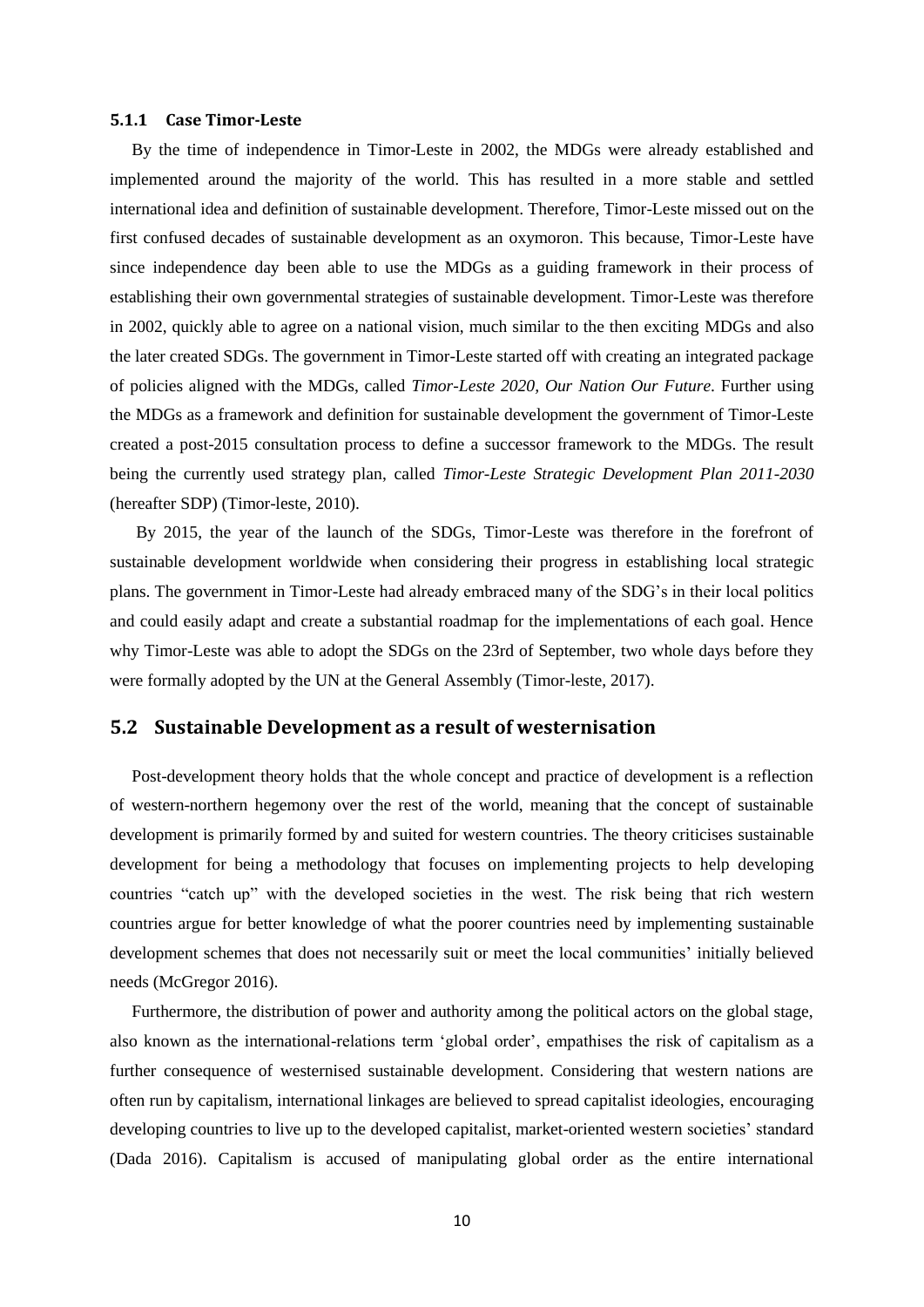### 5.1.1 Case Timor-Leste

By the time of independence in Timor-Leste in 2002, the MDGs were already established and implemented around the majority of the world. This has resulted in a more stable and settled international idea and definition of sustainable development. Therefore, Timor-Leste missed out on the first confused decades of sustainable development as an oxymoron. This because, Timor-Leste have since independence day been able to use the MDGs as a guiding framework in their process of establishing their own governmental strategies of sustainable development. Timor-Leste was therefore in 2002, quickly able to agree on a national vision, much similar to the then exciting MDGs and also the later created SDGs. The government in Timor-Leste started off with creating an integrated package of policies aligned with the MDGs, called *Timor-Leste 2020, Our Nation Our Future*. Further using the MDGs as a framework and definition for sustainable development the government of Timor-Leste created a post-2015 consultation process to define a successor framework to the MDGs. The result being the currently used strategy plan, called *Timor-Leste Strategic Development Plan 2011-2030* (hereafter SDP) (Timor-leste, 2010).

By 2015, the year of the launch of the SDGs, Timor-Leste was therefore in the forefront of sustainable development worldwide when considering their progress in establishing local strategic plans. The government in Timor-Leste had already embraced many of the SDG's in their local politics and could easily adapt and create a substantial roadmap for the implementations of each goal. Hence why Timor-Leste was able to adopt the SDGs on the 23rd of September, two whole days before they were formally adopted by the UN at the General Assembly (Timor-leste, 2017).

## 5.2 Sustainable Development as a result of westernisation

Post-development theory holds that the whole concept and practice of development is a reflection of western-northern hegemony over the rest of the world, meaning that the concept of sustainable development is primarily formed by and suited for western countries. The theory criticises sustainable development for being a methodology that focuses on implementing projects to help developing countries "catch up" with the developed societies in the west. The risk being that rich western countries argue for better knowledge of what the poorer countries need by implementing sustainable development schemes that does not necessarily suit or meet the local communities' initially believed needs (McGregor 2016).

Furthermore, the distribution of power and authority among the political actors on the global stage, also known as the international-relations term 'global order', empathises the risk of capitalism as a further consequence of westernised sustainable development. Considering that western nations are often run by capitalism, international linkages are believed to spread capitalist ideologies, encouraging developing countries to live up to the developed capitalist, market-oriented western societies' standard (Dada 2016). Capitalism is accused of manipulating global order as the entire international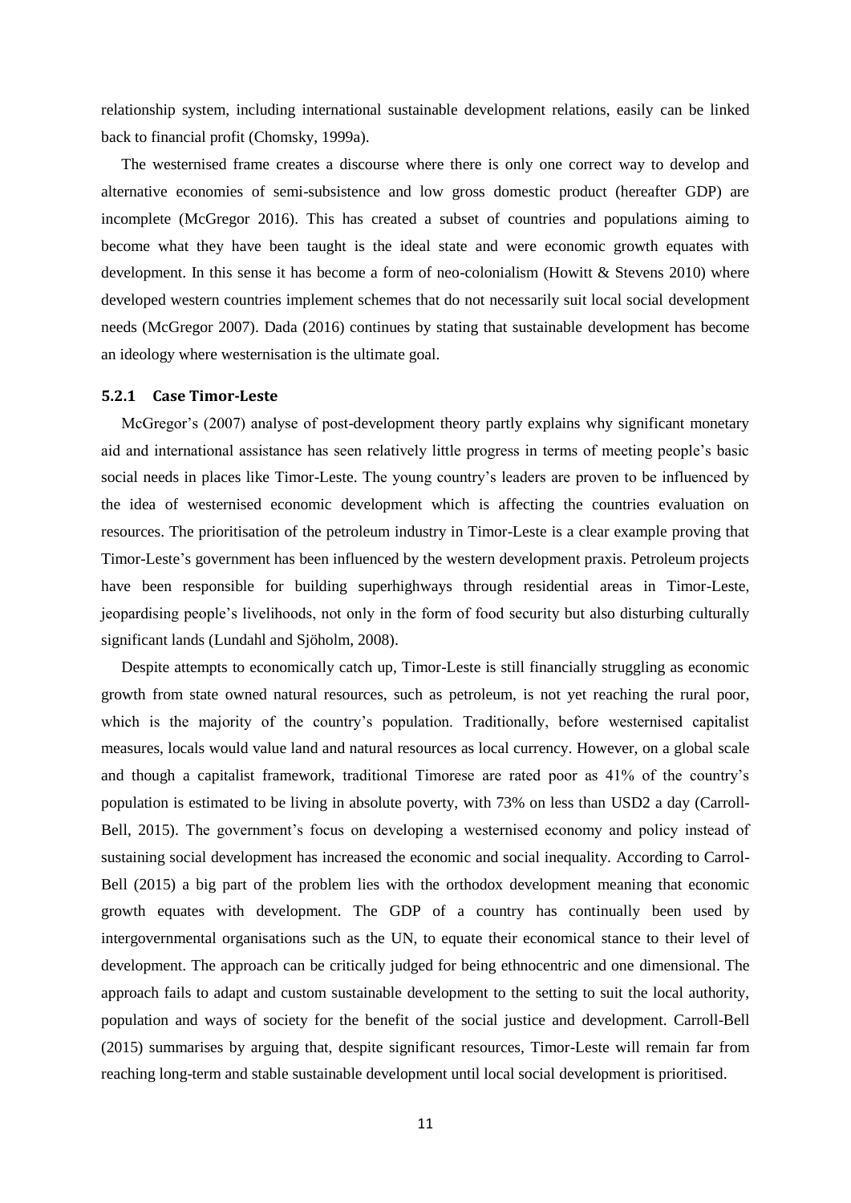relationship system, including international sustainable development relations, easily can be linked back to financial profit (Chomsky, 1999a).

The westernised frame creates a discourse where there is only one correct way to develop and alternative economies of semi-subsistence and low gross domestic product (hereafter GDP) are incomplete (McGregor 2016). This has created a subset of countries and populations aiming to become what they have been taught is the ideal state and were economic growth equates with development. In this sense it has become a form of neo-colonialism (Howitt & Stevens 2010) where developed western countries implement schemes that do not necessarily suit local social development needs (McGregor 2007). Dada (2016) continues by stating that sustainable development has become an ideology where westernisation is the ultimate goal.

### 5.2.1 Case Timor-Leste

McGregor's (2007) analyse of post-development theory partly explains why significant monetary aid and international assistance has seen relatively little progress in terms of meeting people's basic social needs in places like Timor-Leste. The young country's leaders are proven to be influenced by the idea of westernised economic development which is affecting the countries evaluation on resources. The prioritisation of the petroleum industry in Timor-Leste is a clear example proving that Timor-Leste's government has been influenced by the western development praxis. Petroleum projects have been responsible for building superhighways through residential areas in Timor-Leste, jeopardising people's livelihoods, not only in the form of food security but also disturbing culturally significant lands (Lundahl and Sjöholm, 2008).

Despite attempts to economically catch up, Timor-Leste is still financially struggling as economic growth from state owned natural resources, such as petroleum, is not yet reaching the rural poor, which is the majority of the country's population. Traditionally, before westernised capitalist measures, locals would value land and natural resources as local currency. However, on a global scale and though a capitalist framework, traditional Timorese are rated poor as 41% of the country's population is estimated to be living in absolute poverty, with 73% on less than USD2 a day (Carroll-Bell, 2015). The government's focus on developing a westernised economy and policy instead of sustaining social development has increased the economic and social inequality. According to Carrol-Bell (2015) a big part of the problem lies with the orthodox development meaning that economic growth equates with development. The GDP of a country has continually been used by intergovernmental organisations such as the UN, to equate their economical stance to their level of development. The approach can be critically judged for being ethnocentric and one dimensional. The approach fails to adapt and custom sustainable development to the setting to suit the local authority, population and ways of society for the benefit of the social justice and development. Carroll-Bell (2015) summarises by arguing that, despite significant resources, Timor-Leste will remain far from reaching long-term and stable sustainable development until local social development is prioritised.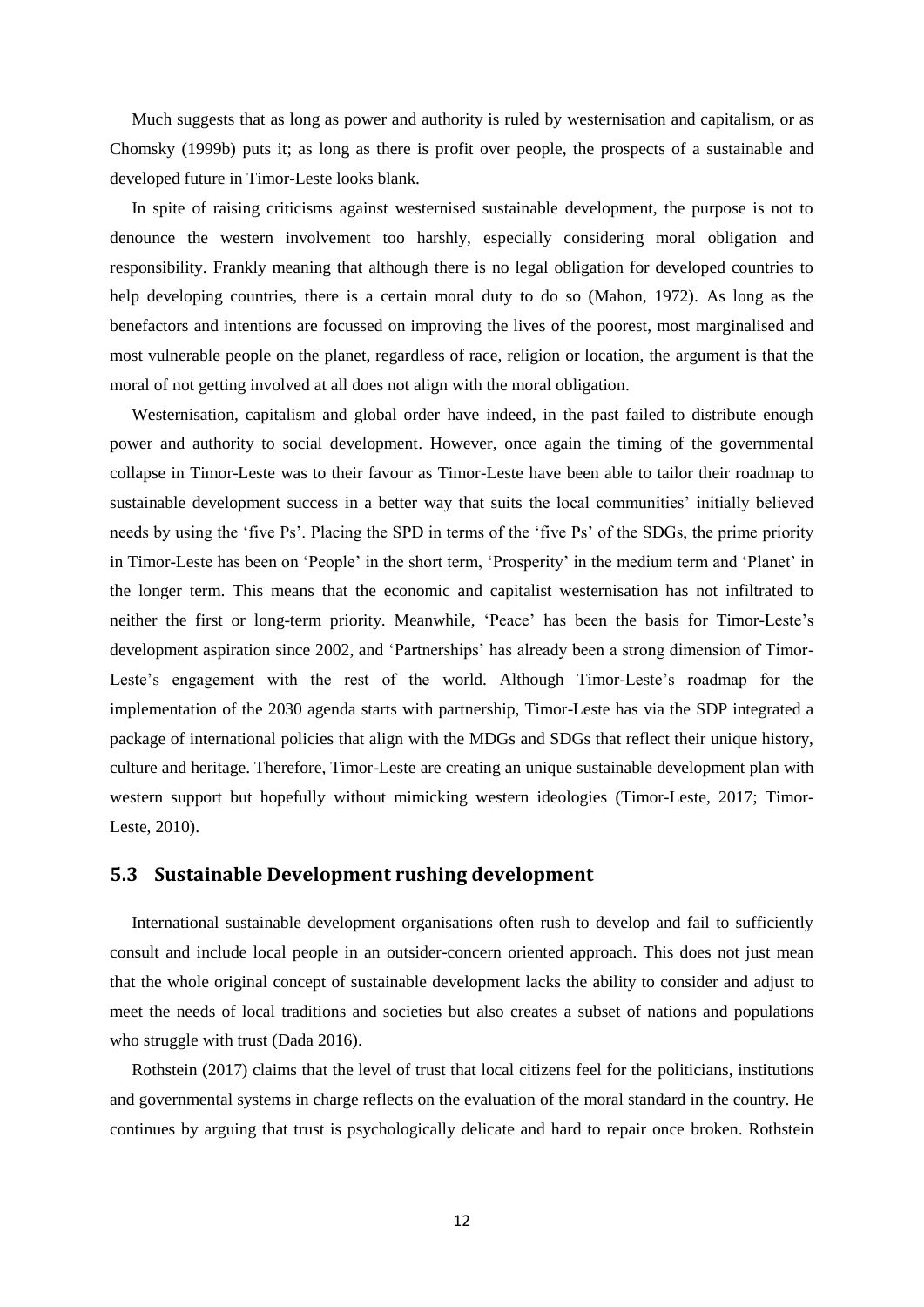Much suggests that as long as power and authority is ruled by westernisation and capitalism, or as Chomsky (1999b) puts it; as long as there is profit over people, the prospects of a sustainable and developed future in Timor-Leste looks blank.

In spite of raising criticisms against westernised sustainable development, the purpose is not to denounce the western involvement too harshly, especially considering moral obligation and responsibility. Frankly meaning that although there is no legal obligation for developed countries to help developing countries, there is a certain moral duty to do so (Mahon, 1972). As long as the benefactors and intentions are focussed on improving the lives of the poorest, most marginalised and most vulnerable people on the planet, regardless of race, religion or location, the argument is that the moral of not getting involved at all does not align with the moral obligation.

Westernisation, capitalism and global order have indeed, in the past failed to distribute enough power and authority to social development. However, once again the timing of the governmental collapse in Timor-Leste was to their favour as Timor-Leste have been able to tailor their roadmap to sustainable development success in a better way that suits the local communities' initially believed needs by using the 'five Ps'. Placing the SPD in terms of the 'five Ps' of the SDGs, the prime priority in Timor-Leste has been on 'People' in the short term, 'Prosperity' in the medium term and 'Planet' in the longer term. This means that the economic and capitalist westernisation has not infiltrated to neither the first or long-term priority. Meanwhile, 'Peace' has been the basis for Timor-Leste's development aspiration since 2002, and 'Partnerships' has already been a strong dimension of Timor-Leste's engagement with the rest of the world. Although Timor-Leste's roadmap for the implementation of the 2030 agenda starts with partnership, Timor-Leste has via the SDP integrated a package of international policies that align with the MDGs and SDGs that reflect their unique history, culture and heritage. Therefore, Timor-Leste are creating an unique sustainable development plan with western support but hopefully without mimicking western ideologies (Timor-Leste, 2017; Timor-Leste, 2010).

## 5.3 Sustainable Development rushing development

International sustainable development organisations often rush to develop and fail to sufficiently consult and include local people in an outsider-concern oriented approach. This does not just mean that the whole original concept of sustainable development lacks the ability to consider and adjust to meet the needs of local traditions and societies but also creates a subset of nations and populations who struggle with trust (Dada 2016).

Rothstein (2017) claims that the level of trust that local citizens feel for the politicians, institutions and governmental systems in charge reflects on the evaluation of the moral standard in the country. He continues by arguing that trust is psychologically delicate and hard to repair once broken. Rothstein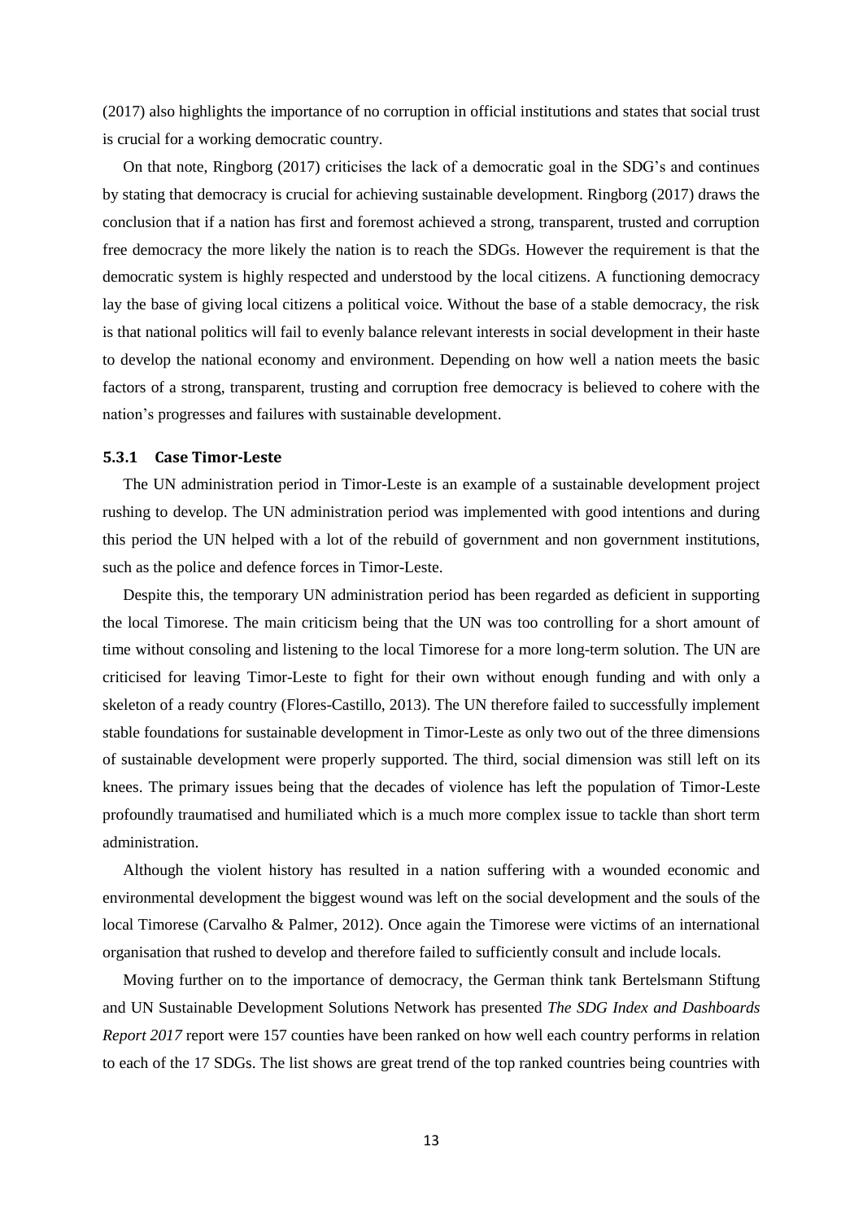(2017) also highlights the importance of no corruption in official institutions and states that social trust is crucial for a working democratic country.

On that note, Ringborg (2017) criticises the lack of a democratic goal in the SDG's and continues by stating that democracy is crucial for achieving sustainable development. Ringborg (2017) draws the conclusion that if a nation has first and foremost achieved a strong, transparent, trusted and corruption free democracy the more likely the nation is to reach the SDGs. However the requirement is that the democratic system is highly respected and understood by the local citizens. A functioning democracy lay the base of giving local citizens a political voice. Without the base of a stable democracy, the risk is that national politics will fail to evenly balance relevant interests in social development in their haste to develop the national economy and environment. Depending on how well a nation meets the basic factors of a strong, transparent, trusting and corruption free democracy is believed to cohere with the nation's progresses and failures with sustainable development.

### 5.3.1 Case Timor-Leste

The UN administration period in Timor-Leste is an example of a sustainable development project rushing to develop. The UN administration period was implemented with good intentions and during this period the UN helped with a lot of the rebuild of government and non government institutions, such as the police and defence forces in Timor-Leste.

Despite this, the temporary UN administration period has been regarded as deficient in supporting the local Timorese. The main criticism being that the UN was too controlling for a short amount of time without consoling and listening to the local Timorese for a more long-term solution. The UN are criticised for leaving Timor-Leste to fight for their own without enough funding and with only a skeleton of a ready country (Flores-Castillo, 2013). The UN therefore failed to successfully implement stable foundations for sustainable development in Timor-Leste as only two out of the three dimensions of sustainable development were properly supported. The third, social dimension was still left on its knees. The primary issues being that the decades of violence has left the population of Timor-Leste profoundly traumatised and humiliated which is a much more complex issue to tackle than short term administration.

Although the violent history has resulted in a nation suffering with a wounded economic and environmental development the biggest wound was left on the social development and the souls of the local Timorese (Carvalho & Palmer, 2012). Once again the Timorese were victims of an international organisation that rushed to develop and therefore failed to sufficiently consult and include locals.

Moving further on to the importance of democracy, the German think tank Bertelsmann Stiftung and UN Sustainable Development Solutions Network has presented *The SDG Index and Dashboards Report 2017* report were 157 counties have been ranked on how well each country performs in relation to each of the 17 SDGs. The list shows are great trend of the top ranked countries being countries with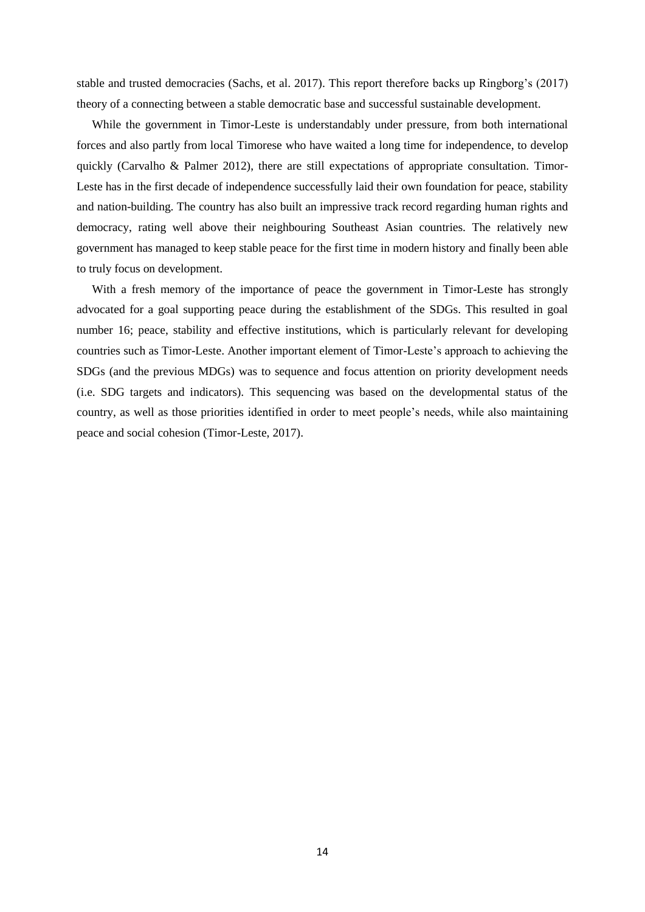stable and trusted democracies (Sachs, et al. 2017). This report therefore backs up Ringborg's (2017) theory of a connecting between a stable democratic base and successful sustainable development.

While the government in Timor-Leste is understandably under pressure, from both international forces and also partly from local Timorese who have waited a long time for independence, to develop quickly (Carvalho & Palmer 2012), there are still expectations of appropriate consultation. Timor-Leste has in the first decade of independence successfully laid their own foundation for peace, stability and nation-building. The country has also built an impressive track record regarding human rights and democracy, rating well above their neighbouring Southeast Asian countries. The relatively new government has managed to keep stable peace for the first time in modern history and finally been able to truly focus on development.

With a fresh memory of the importance of peace the government in Timor-Leste has strongly advocated for a goal supporting peace during the establishment of the SDGs. This resulted in goal number 16; peace, stability and effective institutions, which is particularly relevant for developing countries such as Timor-Leste. Another important element of Timor-Leste's approach to achieving the SDGs (and the previous MDGs) was to sequence and focus attention on priority development needs (i.e. SDG targets and indicators). This sequencing was based on the developmental status of the country, as well as those priorities identified in order to meet people's needs, while also maintaining peace and social cohesion (Timor-Leste, 2017).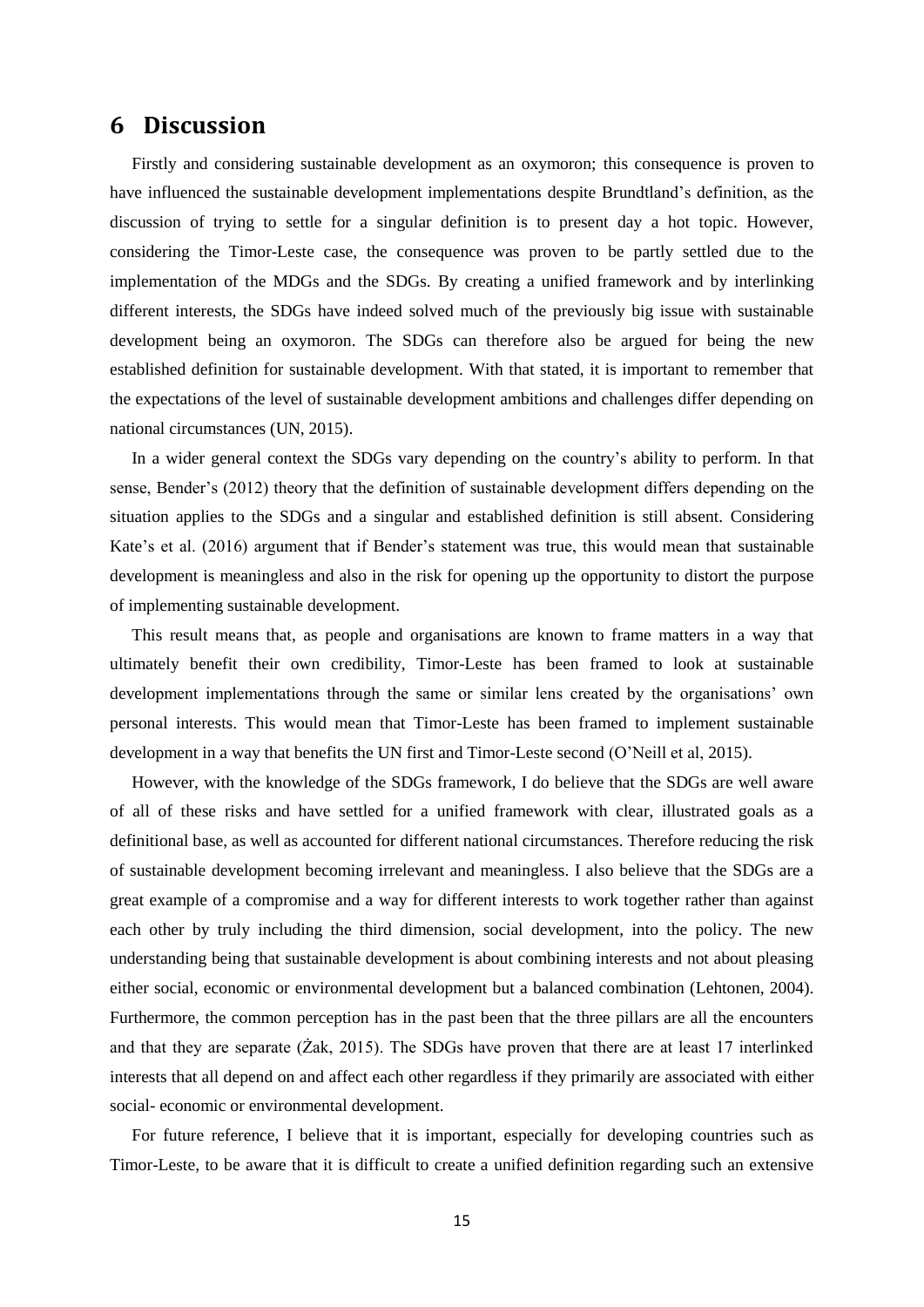# 6 Discussion

Firstly and considering sustainable development as an oxymoron; this consequence is proven to have influenced the sustainable development implementations despite Brundtland's definition, as the discussion of trying to settle for a singular definition is to present day a hot topic. However, considering the Timor-Leste case, the consequence was proven to be partly settled due to the implementation of the MDGs and the SDGs. By creating a unified framework and by interlinking different interests, the SDGs have indeed solved much of the previously big issue with sustainable development being an oxymoron. The SDGs can therefore also be argued for being the new established definition for sustainable development. With that stated, it is important to remember that the expectations of the level of sustainable development ambitions and challenges differ depending on national circumstances (UN, 2015).

In a wider general context the SDGs vary depending on the country's ability to perform. In that sense, Bender's (2012) theory that the definition of sustainable development differs depending on the situation applies to the SDGs and a singular and established definition is still absent. Considering Kate's et al. (2016) argument that if Bender's statement was true, this would mean that sustainable development is meaningless and also in the risk for opening up the opportunity to distort the purpose of implementing sustainable development.

This result means that, as people and organisations are known to frame matters in a way that ultimately benefit their own credibility, Timor-Leste has been framed to look at sustainable development implementations through the same or similar lens created by the organisations' own personal interests. This would mean that Timor-Leste has been framed to implement sustainable development in a way that benefits the UN first and Timor-Leste second (O'Neill et al, 2015).

However, with the knowledge of the SDGs framework, I do believe that the SDGs are well aware of all of these risks and have settled for a unified framework with clear, illustrated goals as a definitional base, as well as accounted for different national circumstances. Therefore reducing the risk of sustainable development becoming irrelevant and meaningless. I also believe that the SDGs are a great example of a compromise and a way for different interests to work together rather than against each other by truly including the third dimension, social development, into the policy. The new understanding being that sustainable development is about combining interests and not about pleasing either social, economic or environmental development but a balanced combination (Lehtonen, 2004). Furthermore, the common perception has in the past been that the three pillars are all the encounters and that they are separate (Żak, 2015). The SDGs have proven that there are at least 17 interlinked interests that all depend on and affect each other regardless if they primarily are associated with either social- economic or environmental development.

For future reference, I believe that it is important, especially for developing countries such as Timor-Leste, to be aware that it is difficult to create a unified definition regarding such an extensive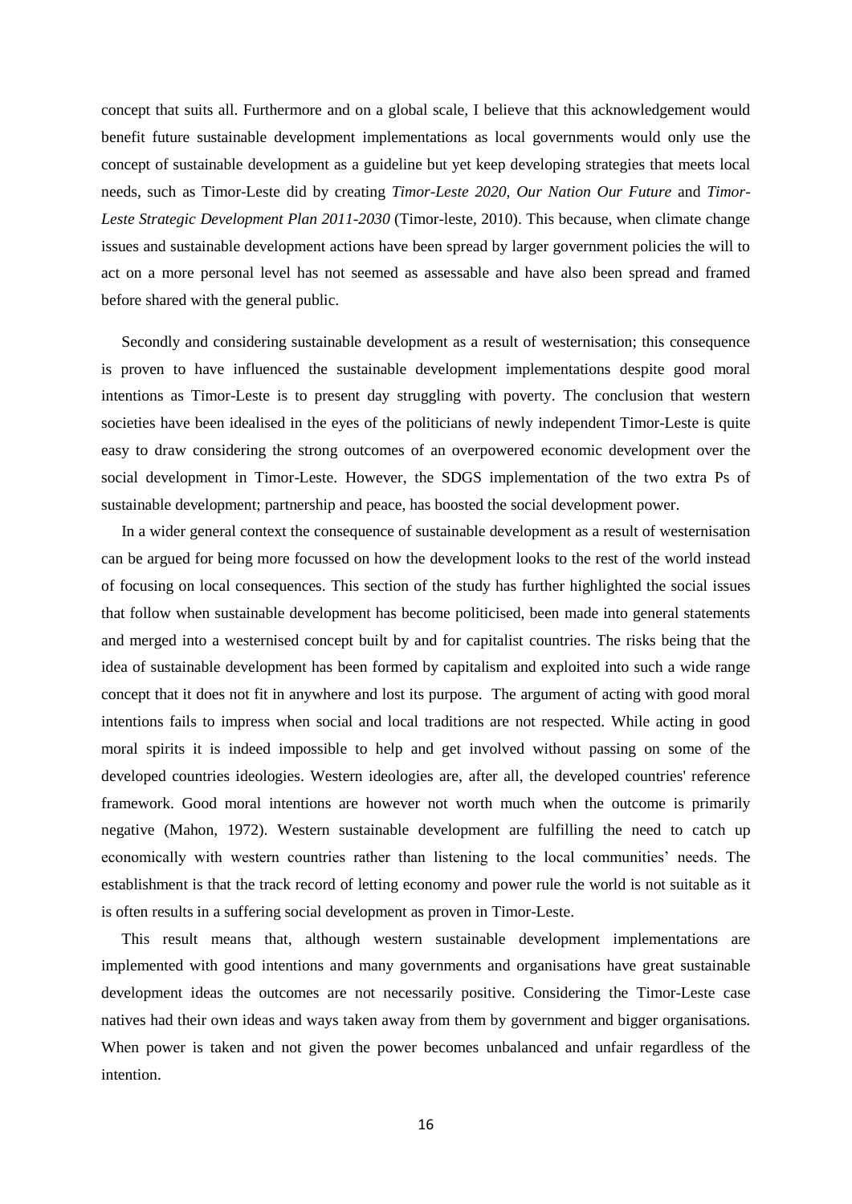concept that suits all. Furthermore and on a global scale, I believe that this acknowledgement would benefit future sustainable development implementations as local governments would only use the concept of sustainable development as a guideline but yet keep developing strategies that meets local needs, such as Timor-Leste did by creating *Timor-Leste 2020, Our Nation Our Future* and *Timor-Leste Strategic Development Plan 2011-2030* (Timor-leste, 2010). This because, when climate change issues and sustainable development actions have been spread by larger government policies the will to act on a more personal level has not seemed as assessable and have also been spread and framed before shared with the general public.

Secondly and considering sustainable development as a result of westernisation; this consequence is proven to have influenced the sustainable development implementations despite good moral intentions as Timor-Leste is to present day struggling with poverty. The conclusion that western societies have been idealised in the eyes of the politicians of newly independent Timor-Leste is quite easy to draw considering the strong outcomes of an overpowered economic development over the social development in Timor-Leste. However, the SDGS implementation of the two extra Ps of sustainable development; partnership and peace, has boosted the social development power.

In a wider general context the consequence of sustainable development as a result of westernisation can be argued for being more focussed on how the development looks to the rest of the world instead of focusing on local consequences. This section of the study has further highlighted the social issues that follow when sustainable development has become politicised, been made into general statements and merged into a westernised concept built by and for capitalist countries. The risks being that the idea of sustainable development has been formed by capitalism and exploited into such a wide range concept that it does not fit in anywhere and lost its purpose. The argument of acting with good moral intentions fails to impress when social and local traditions are not respected. While acting in good moral spirits it is indeed impossible to help and get involved without passing on some of the developed countries ideologies. Western ideologies are, after all, the developed countries' reference framework. Good moral intentions are however not worth much when the outcome is primarily negative (Mahon, 1972). Western sustainable development are fulfilling the need to catch up economically with western countries rather than listening to the local communities' needs. The establishment is that the track record of letting economy and power rule the world is not suitable as it is often results in a suffering social development as proven in Timor-Leste.

This result means that, although western sustainable development implementations are implemented with good intentions and many governments and organisations have great sustainable development ideas the outcomes are not necessarily positive. Considering the Timor-Leste case natives had their own ideas and ways taken away from them by government and bigger organisations. When power is taken and not given the power becomes unbalanced and unfair regardless of the intention.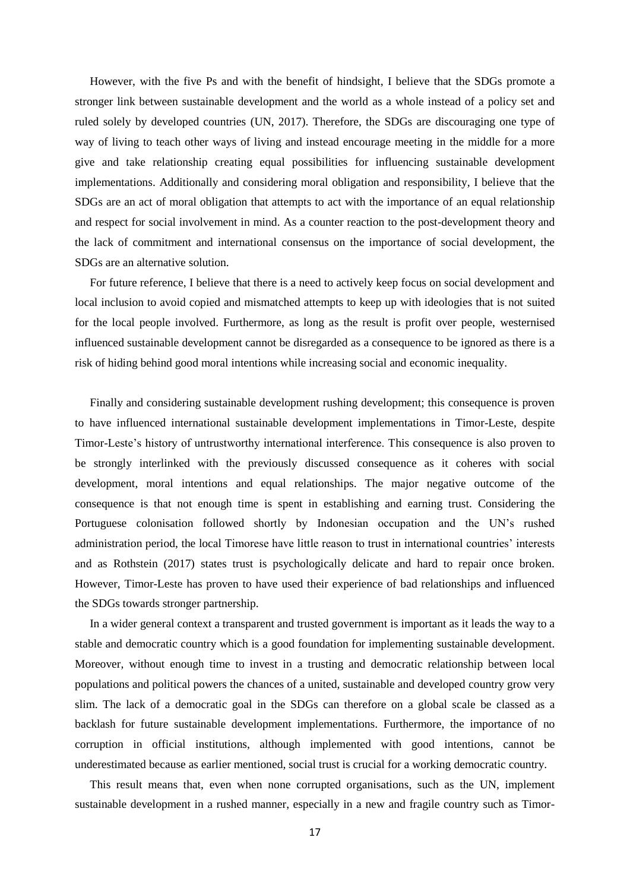However, with the five Ps and with the benefit of hindsight, I believe that the SDGs promote a stronger link between sustainable development and the world as a whole instead of a policy set and ruled solely by developed countries (UN, 2017). Therefore, the SDGs are discouraging one type of way of living to teach other ways of living and instead encourage meeting in the middle for a more give and take relationship creating equal possibilities for influencing sustainable development implementations. Additionally and considering moral obligation and responsibility, I believe that the SDGs are an act of moral obligation that attempts to act with the importance of an equal relationship and respect for social involvement in mind. As a counter reaction to the post-development theory and the lack of commitment and international consensus on the importance of social development, the SDGs are an alternative solution.

For future reference, I believe that there is a need to actively keep focus on social development and local inclusion to avoid copied and mismatched attempts to keep up with ideologies that is not suited for the local people involved. Furthermore, as long as the result is profit over people, westernised influenced sustainable development cannot be disregarded as a consequence to be ignored as there is a risk of hiding behind good moral intentions while increasing social and economic inequality.

Finally and considering sustainable development rushing development; this consequence is proven to have influenced international sustainable development implementations in Timor-Leste, despite Timor-Leste's history of untrustworthy international interference. This consequence is also proven to be strongly interlinked with the previously discussed consequence as it coheres with social development, moral intentions and equal relationships. The major negative outcome of the consequence is that not enough time is spent in establishing and earning trust. Considering the Portuguese colonisation followed shortly by Indonesian occupation and the UN's rushed administration period, the local Timorese have little reason to trust in international countries' interests and as Rothstein (2017) states trust is psychologically delicate and hard to repair once broken. However, Timor-Leste has proven to have used their experience of bad relationships and influenced the SDGs towards stronger partnership.

In a wider general context a transparent and trusted government is important as it leads the way to a stable and democratic country which is a good foundation for implementing sustainable development. Moreover, without enough time to invest in a trusting and democratic relationship between local populations and political powers the chances of a united, sustainable and developed country grow very slim. The lack of a democratic goal in the SDGs can therefore on a global scale be classed as a backlash for future sustainable development implementations. Furthermore, the importance of no corruption in official institutions, although implemented with good intentions, cannot be underestimated because as earlier mentioned, social trust is crucial for a working democratic country.

This result means that, even when none corrupted organisations, such as the UN, implement sustainable development in a rushed manner, especially in a new and fragile country such as Timor-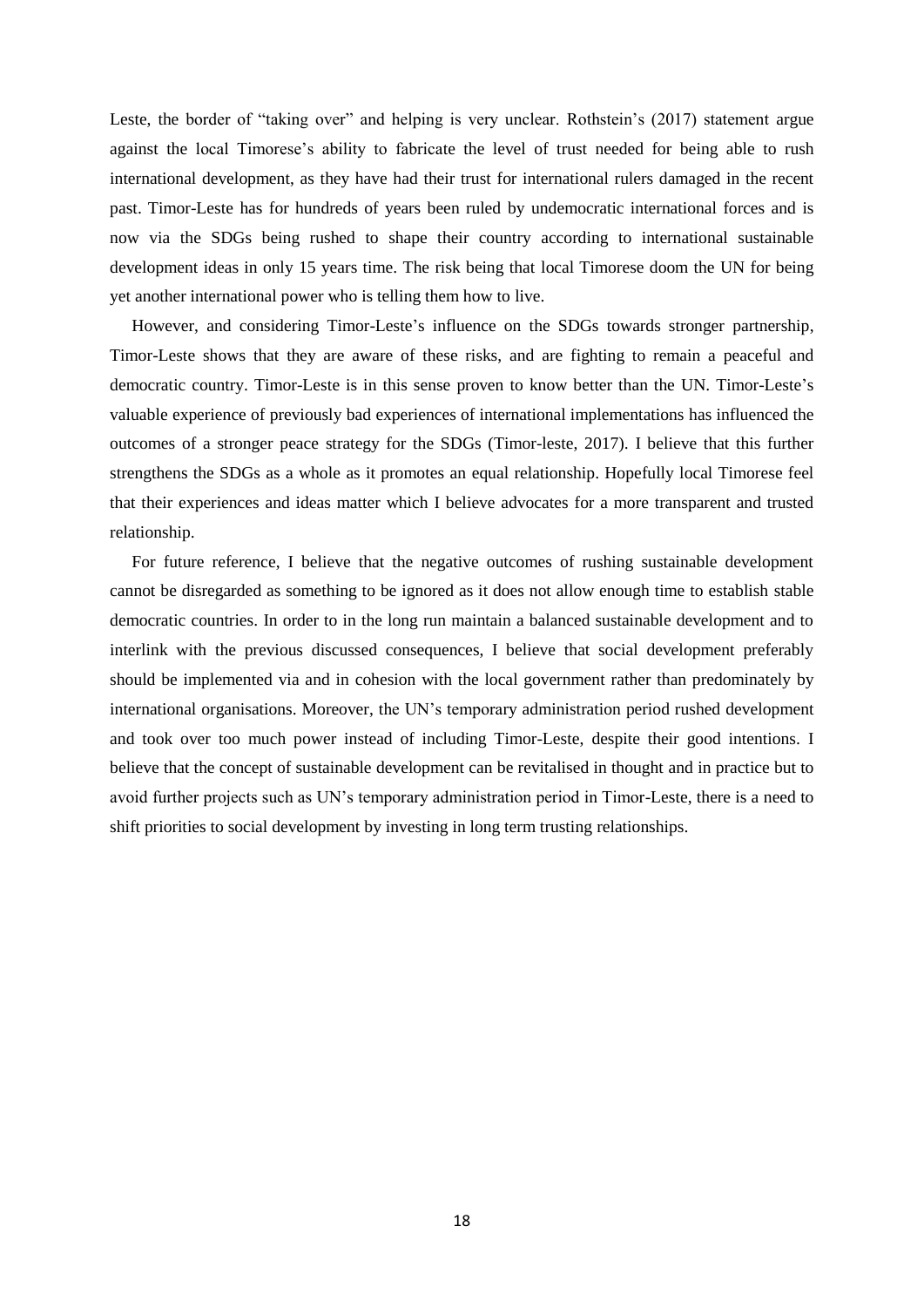Leste, the border of "taking over" and helping is very unclear. Rothstein's (2017) statement argue against the local Timorese's ability to fabricate the level of trust needed for being able to rush international development, as they have had their trust for international rulers damaged in the recent past. Timor-Leste has for hundreds of years been ruled by undemocratic international forces and is now via the SDGs being rushed to shape their country according to international sustainable development ideas in only 15 years time. The risk being that local Timorese doom the UN for being yet another international power who is telling them how to live.

However, and considering Timor-Leste's influence on the SDGs towards stronger partnership, Timor-Leste shows that they are aware of these risks, and are fighting to remain a peaceful and democratic country. Timor-Leste is in this sense proven to know better than the UN. Timor-Leste's valuable experience of previously bad experiences of international implementations has influenced the outcomes of a stronger peace strategy for the SDGs (Timor-leste, 2017). I believe that this further strengthens the SDGs as a whole as it promotes an equal relationship. Hopefully local Timorese feel that their experiences and ideas matter which I believe advocates for a more transparent and trusted relationship.

For future reference, I believe that the negative outcomes of rushing sustainable development cannot be disregarded as something to be ignored as it does not allow enough time to establish stable democratic countries. In order to in the long run maintain a balanced sustainable development and to interlink with the previous discussed consequences, I believe that social development preferably should be implemented via and in cohesion with the local government rather than predominately by international organisations. Moreover, the UN's temporary administration period rushed development and took over too much power instead of including Timor-Leste, despite their good intentions. I believe that the concept of sustainable development can be revitalised in thought and in practice but to avoid further projects such as UN's temporary administration period in Timor-Leste, there is a need to shift priorities to social development by investing in long term trusting relationships.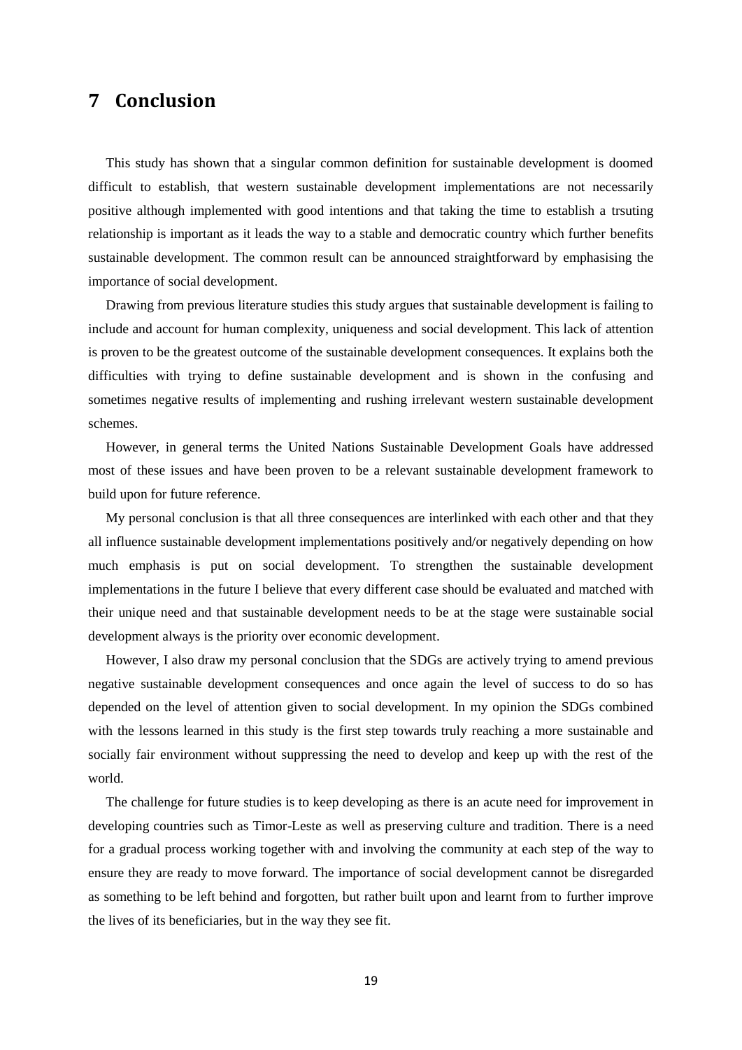# 7 Conclusion

This study has shown that a singular common definition for sustainable development is doomed difficult to establish, that western sustainable development implementations are not necessarily positive although implemented with good intentions and that taking the time to establish a trsuting relationship is important as it leads the way to a stable and democratic country which further benefits sustainable development. The common result can be announced straightforward by emphasising the importance of social development.

Drawing from previous literature studies this study argues that sustainable development is failing to include and account for human complexity, uniqueness and social development. This lack of attention is proven to be the greatest outcome of the sustainable development consequences. It explains both the difficulties with trying to define sustainable development and is shown in the confusing and sometimes negative results of implementing and rushing irrelevant western sustainable development schemes.

However, in general terms the United Nations Sustainable Development Goals have addressed most of these issues and have been proven to be a relevant sustainable development framework to build upon for future reference.

My personal conclusion is that all three consequences are interlinked with each other and that they all influence sustainable development implementations positively and/or negatively depending on how much emphasis is put on social development. To strengthen the sustainable development implementations in the future I believe that every different case should be evaluated and matched with their unique need and that sustainable development needs to be at the stage were sustainable social development always is the priority over economic development.

However, I also draw my personal conclusion that the SDGs are actively trying to amend previous negative sustainable development consequences and once again the level of success to do so has depended on the level of attention given to social development. In my opinion the SDGs combined with the lessons learned in this study is the first step towards truly reaching a more sustainable and socially fair environment without suppressing the need to develop and keep up with the rest of the world.

The challenge for future studies is to keep developing as there is an acute need for improvement in developing countries such as Timor-Leste as well as preserving culture and tradition. There is a need for a gradual process working together with and involving the community at each step of the way to ensure they are ready to move forward. The importance of social development cannot be disregarded as something to be left behind and forgotten, but rather built upon and learnt from to further improve the lives of its beneficiaries, but in the way they see fit.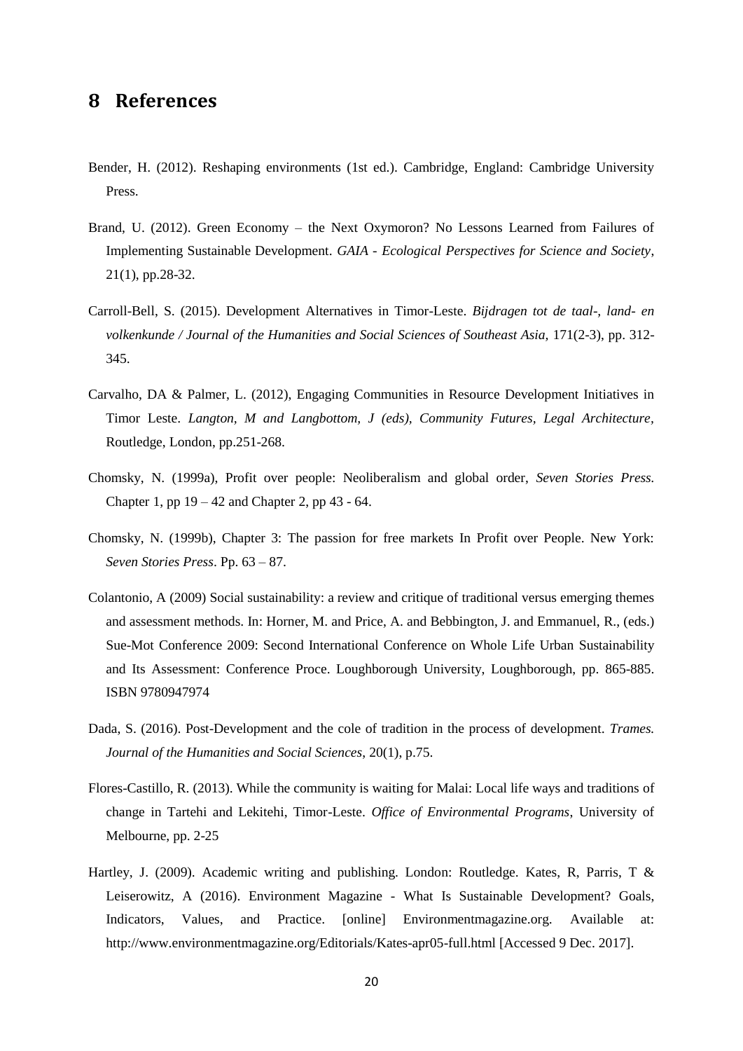# 8 References

Bender, H. (2012). Reshaping environments (1st ed.). Cambridge, England: Cambridge University Press.

Brand, U. (2012). Green Economy – the Next Oxymoron? No Lessons Learned from Failures of Implementing Sustainable Development. *GAIA - Ecological Perspectives for Science and Society*, 21(1), pp.28-32.

Carroll-Bell, S. (2015). Development Alternatives in Timor-Leste. *Bijdragen tot de taal-, land- en volkenkunde / Journal of the Humanities and Social Sciences of Southeast Asia*, 171(2-3), pp. 312-345.

Carvalho, DA & Palmer, L. (2012), Engaging Communities in Resource Development Initiatives in Timor Leste. *Langton, M and Langbottom, J (eds), Community Futures, Legal Architecture*, Routledge, London, pp.251-268.

Chomsky, N. (1999a), Profit over people: Neoliberalism and global order, *Seven Stories Press.* Chapter 1, pp 19 – 42 and Chapter 2, pp 43 - 64.

Chomsky, N. (1999b), Chapter 3: The passion for free markets In Profit over People. New York: *Seven Stories Press*. Pp. 63 – 87.

Colantonio, A (2009) Social sustainability: a review and critique of traditional versus emerging themes and assessment methods. In: Horner, M. and Price, A. and Bebbington, J. and Emmanuel, R., (eds.) Sue-Mot Conference 2009: Second International Conference on Whole Life Urban Sustainability and Its Assessment: Conference Proce. Loughborough University, Loughborough, pp. 865-885. ISBN 9780947974

Dada, S. (2016). Post-Development and the cole of tradition in the process of development. *Trames. Journal of the Humanities and Social Sciences*, 20(1), p.75.

Flores-Castillo, R. (2013). While the community is waiting for Malai: Local life ways and traditions of change in Tartehi and Lekitehi, Timor-Leste. *Office of Environmental Programs*, University of Melbourne, pp. 2-25

Hartley, J. (2009). Academic writing and publishing. London: Routledge. Kates, R, Parris, T & Leiserowitz, A (2016). Environment Magazine - What Is Sustainable Development? Goals, Indicators, Values, and Practice. [online] Environmentmagazine.org. Available at: http://www.environmentmagazine.org/Editorials/Kates-apr05-full.html [Accessed 9 Dec. 2017].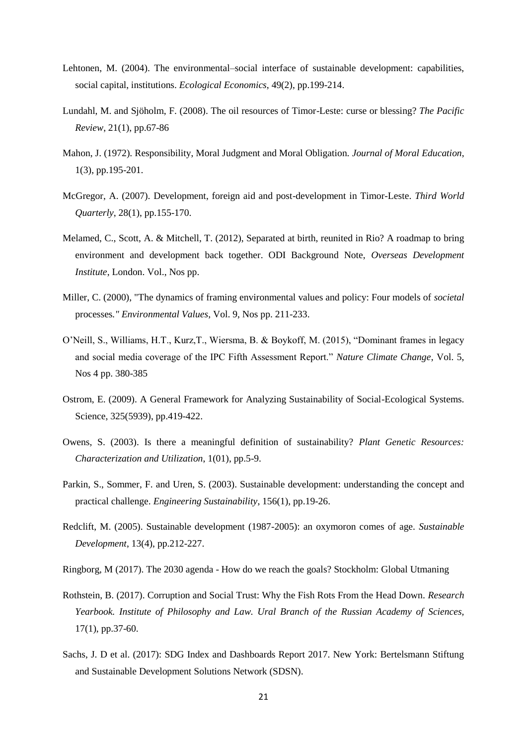Lehtonen, M. (2004). The environmental–social interface of sustainable development: capabilities, social capital, institutions. *Ecological Economics*, 49(2), pp.199-214.

Lundahl, M. and Sjöholm, F. (2008). The oil resources of Timor-Leste: curse or blessing? *The Pacific Review*, 21(1), pp.67-86

Mahon, J. (1972). Responsibility, Moral Judgment and Moral Obligation. *Journal of Moral Education*, 1(3), pp.195-201.

McGregor, A. (2007). Development, foreign aid and post-development in Timor-Leste. *Third World Quarterly*, 28(1), pp.155-170.

Melamed, C., Scott, A. & Mitchell, T. (2012), Separated at birth, reunited in Rio? A roadmap to bring environment and development back together. ODI Background Note, *Overseas Development Institute*, London. Vol., Nos pp.

Miller, C. (2000), "The dynamics of framing environmental values and policy: Four models of *societal* processes*." Environmental Values*, Vol. 9, Nos pp. 211-233.

O'Neill, S., Williams, H.T., Kurz,T., Wiersma, B. & Boykoff, M. (2015), "Dominant frames in legacy and social media coverage of the IPC Fifth Assessment Report." *Nature Climate Change*, Vol. 5, Nos 4 pp. 380-385

Ostrom, E. (2009). A General Framework for Analyzing Sustainability of Social-Ecological Systems. Science, 325(5939), pp.419-422.

Owens, S. (2003). Is there a meaningful definition of sustainability? *Plant Genetic Resources: Characterization and Utilization*, 1(01), pp.5-9.

Parkin, S., Sommer, F. and Uren, S. (2003). Sustainable development: understanding the concept and practical challenge. *Engineering Sustainability*, 156(1), pp.19-26.

Redclift, M. (2005). Sustainable development (1987-2005): an oxymoron comes of age. *Sustainable Development*, 13(4), pp.212-227.

Ringborg, M (2017). The 2030 agenda - How do we reach the goals? Stockholm: Global Utmaning

Rothstein, B. (2017). Corruption and Social Trust: Why the Fish Rots From the Head Down. *Research Yearbook. Institute of Philosophy and Law. Ural Branch of the Russian Academy of Sciences*, 17(1), pp.37-60.

Sachs, J. D et al. (2017): SDG Index and Dashboards Report 2017. New York: Bertelsmann Stiftung and Sustainable Development Solutions Network (SDSN).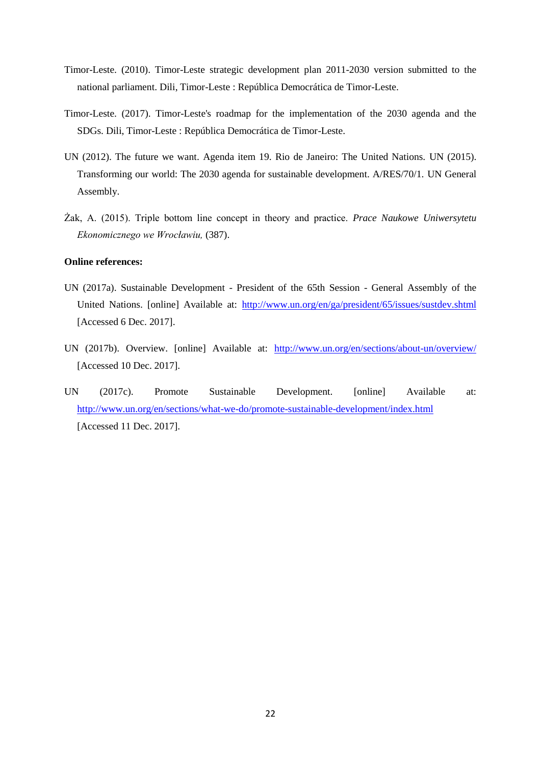Timor-Leste. (2010). Timor-Leste strategic development plan 2011-2030 version submitted to the national parliament. Dili, Timor-Leste : República Democrática de Timor-Leste.

Timor-Leste. (2017). Timor-Leste's roadmap for the implementation of the 2030 agenda and the SDGs. Dili, Timor-Leste : República Democrática de Timor-Leste.

UN (2012). The future we want. Agenda item 19. Rio de Janeiro: The United Nations. UN (2015). Transforming our world: The 2030 agenda for sustainable development. A/RES/70/1. UN General Assembly.

Żak, A. (2015). Triple bottom line concept in theory and practice. *Prace Naukowe Uniwersytetu Ekonomicznego we Wrocławiu,* (387).

**Online references:**

UN (2017a). Sustainable Development - President of the 65th Session - General Assembly of the United Nations. [online] Available at: http://www.un.org/en/ga/president/65/issues/sustdev.shtml [Accessed 6 Dec. 2017].

UN (2017b). Overview. [online] Available at: http://www.un.org/en/sections/about-un/overview/ [Accessed 10 Dec. 2017].

UN (2017c). Promote Sustainable Development. [online] Available at: http://www.un.org/en/sections/what-we-do/promote-sustainable-development/index.html [Accessed 11 Dec. 2017].